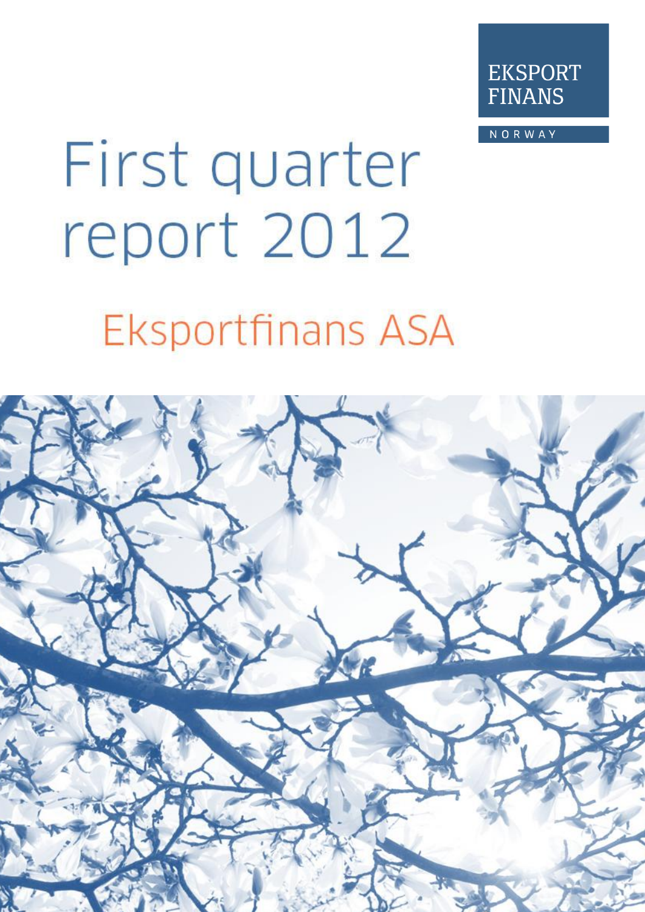EKSPORT FINANS

NORWAY

# First quarter report 2012

## Eksportfinans ASA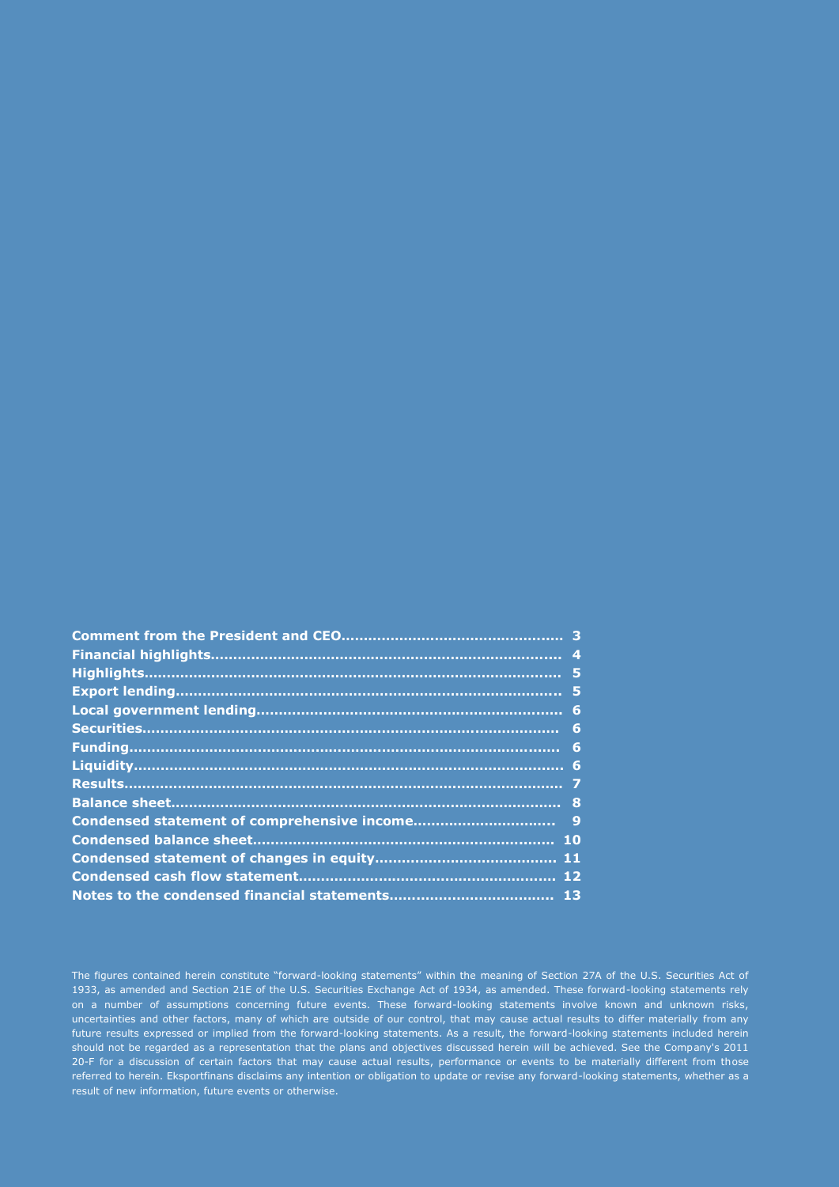| | |
|---|---|
| **Comment from the President and CEO** | **3** |
| **Financial highlights** | **4** |
| **Highlights** | **5** |
| **Export lending** | **5** |
| **Local government lending** | **6** |
| **Securities** | **6** |
| **Funding** | **6** |
| **Liquidity** | **6** |
| **Results** | **7** |
| **Balance sheet** | **8** |
| **Condensed statement of comprehensive income** | **9** |
| **Condensed balance sheet** | **10** |
| **Condensed statement of changes in equity** | **11** |
| **Condensed cash flow statement** | **12** |
| **Notes to the condensed financial statements** | **13** |

The figures contained herein constitute "forward-looking statements" within the meaning of Section 27A of the U.S. Securities Act of 1933, as amended and Section 21E of the U.S. Securities Exchange Act of 1934, as amended. These forward-looking statements rely on a number of assumptions concerning future events. These forward-looking statements involve known and unknown risks, uncertainties and other factors, many of which are outside of our control, that may cause actual results to differ materially from any future results expressed or implied from the forward-looking statements. As a result, the forward-looking statements included herein should not be regarded as a representation that the plans and objectives discussed herein will be achieved. See the Company's 2011 20-F for a discussion of certain factors that may cause actual results, performance or events to be materially different from those referred to herein. Eksportfinans disclaims any intention or obligation to update or revise any forward-looking statements, whether as a result of new information, future events or otherwise.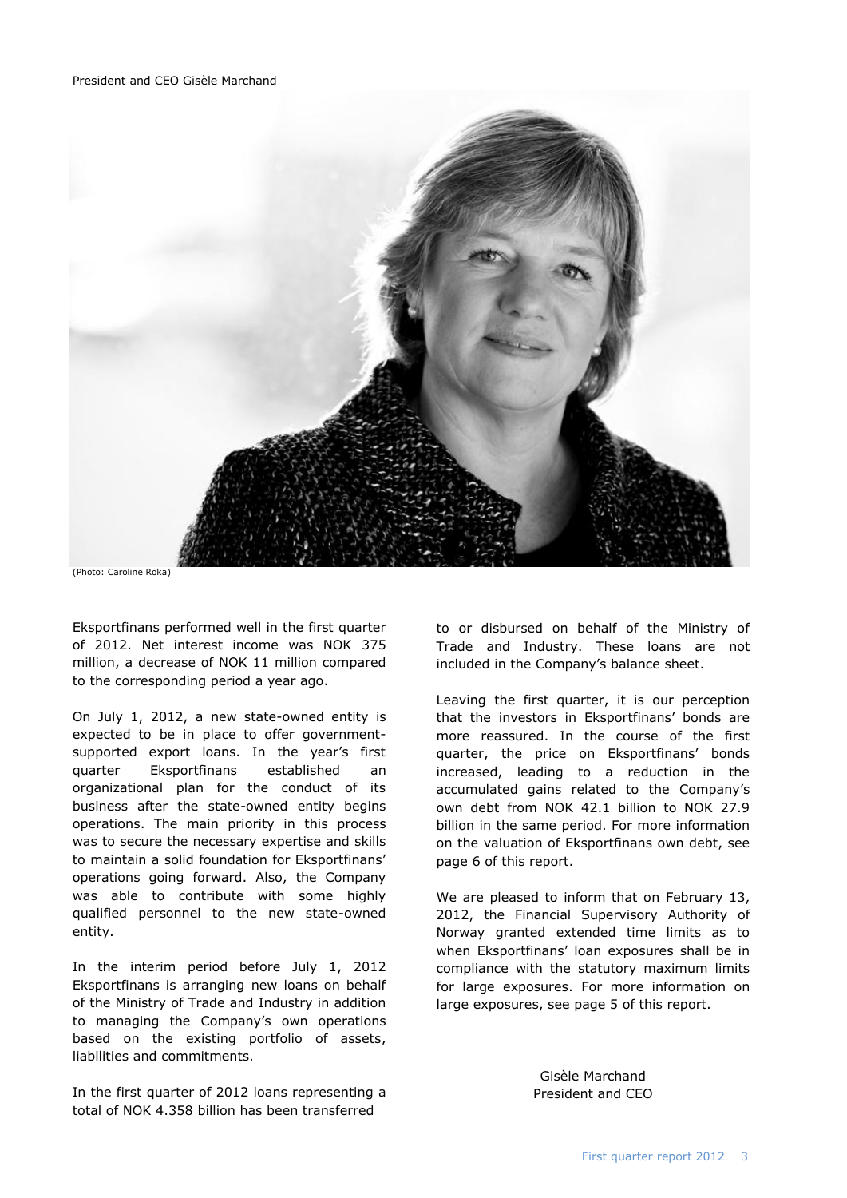President and CEO Gisèle Marchand

(Photo: Caroline Roka)

Eksportfinans performed well in the first quarter of 2012. Net interest income was NOK 375 million, a decrease of NOK 11 million compared to the corresponding period a year ago.

On July 1, 2012, a new state-owned entity is expected to be in place to offer government-supported export loans. In the year's first quarter Eksportfinans established an organizational plan for the conduct of its business after the state-owned entity begins operations. The main priority in this process was to secure the necessary expertise and skills to maintain a solid foundation for Eksportfinans' operations going forward. Also, the Company was able to contribute with some highly qualified personnel to the new state-owned entity.

In the interim period before July 1, 2012 Eksportfinans is arranging new loans on behalf of the Ministry of Trade and Industry in addition to managing the Company's own operations based on the existing portfolio of assets, liabilities and commitments.

In the first quarter of 2012 loans representing a total of NOK 4.358 billion has been transferred to or disbursed on behalf of the Ministry of Trade and Industry. These loans are not included in the Company's balance sheet.

Leaving the first quarter, it is our perception that the investors in Eksportfinans' bonds are more reassured. In the course of the first quarter, the price on Eksportfinans' bonds increased, leading to a reduction in the accumulated gains related to the Company's own debt from NOK 42.1 billion to NOK 27.9 billion in the same period. For more information on the valuation of Eksportfinans own debt, see page 6 of this report.

We are pleased to inform that on February 13, 2012, the Financial Supervisory Authority of Norway granted extended time limits as to when Eksportfinans' loan exposures shall be in compliance with the statutory maximum limits for large exposures. For more information on large exposures, see page 5 of this report.

Gisèle Marchand
President and CEO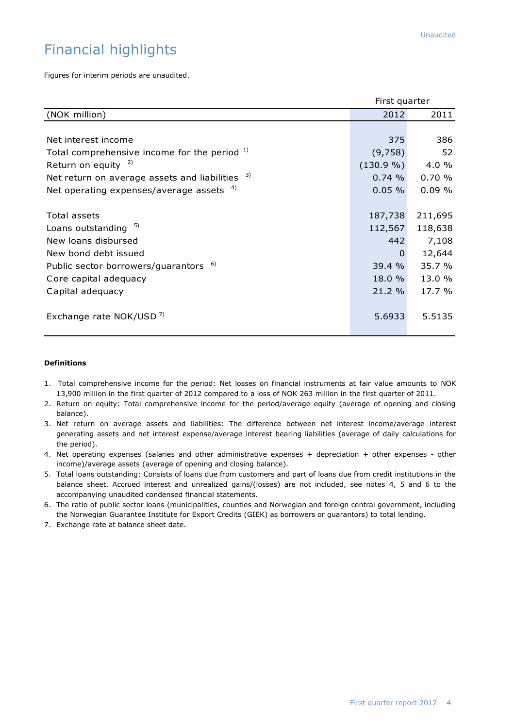# Financial highlights

Figures for interim periods are unaudited.

| | First quarter | |
|---|---|---|
| (NOK million) | 2012 | 2011 |
| Net interest income | 375 | 386 |
| Total comprehensive income for the period [1] | (9,758) | 52 |
| Return on equity [2] | (130.9 %) | 4.0 % |
| Net return on average assets and liabilities [3] | 0.74 % | 0.70 % |
| Net operating expenses/average assets [4] | 0.05 % | 0.09 % |
| Total assets | 187,738 | 211,695 |
| Loans outstanding [5] | 112,567 | 118,638 |
| New loans disbursed | 442 | 7,108 |
| New bond debt issued | 0 | 12,644 |
| Public sector borrowers/guarantors [6] | 39.4 % | 35.7 % |
| Core capital adequacy | 18.0 % | 13.0 % |
| Capital adequacy | 21.2 % | 17.7 % |
| Exchange rate NOK/USD [7] | 5.6933 | 5.5135 |

**Definitions**

1. Total comprehensive income for the period: Net losses on financial instruments at fair value amounts to NOK 13,900 million in the first quarter of 2012 compared to a loss of NOK 263 million in the first quarter of 2011.
2. Return on equity: Total comprehensive income for the period/average equity (average of opening and closing balance).
3. Net return on average assets and liabilities: The difference between net interest income/average interest generating assets and net interest expense/average interest bearing liabilities (average of daily calculations for the period).
4. Net operating expenses (salaries and other administrative expenses + depreciation + other expenses - other income)/average assets (average of opening and closing balance).
5. Total loans outstanding: Consists of loans due from customers and part of loans due from credit institutions in the balance sheet. Accrued interest and unrealized gains/(losses) are not included, see notes 4, 5 and 6 to the accompanying unaudited condensed financial statements.
6. The ratio of public sector loans (municipalities, counties and Norwegian and foreign central government, including the Norwegian Guarantee Institute for Export Credits (GIEK) as borrowers or guarantors) to total lending.
7. Exchange rate at balance sheet date.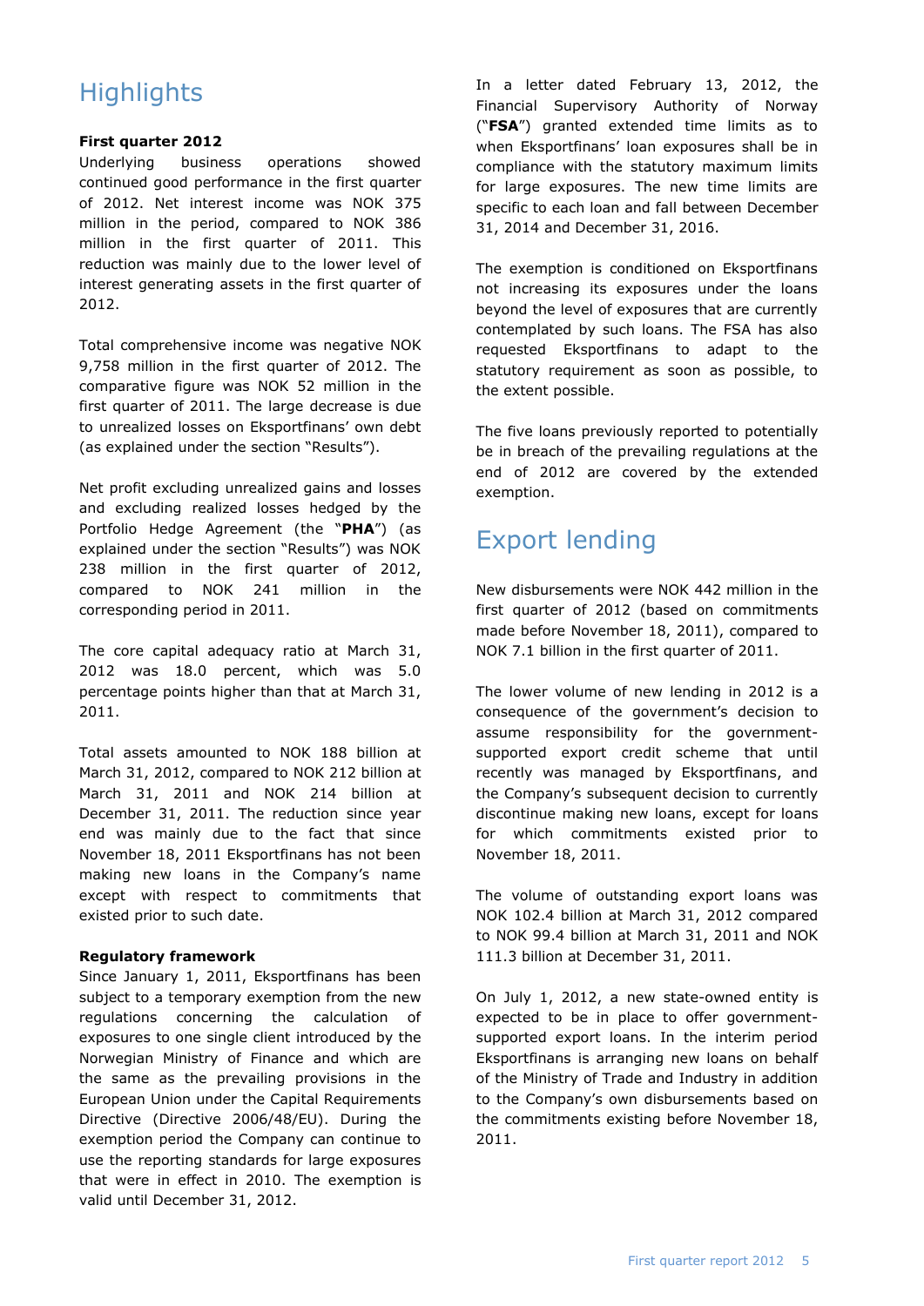# Highlights

**First quarter 2012**

Underlying business operations showed continued good performance in the first quarter of 2012. Net interest income was NOK 375 million in the period, compared to NOK 386 million in the first quarter of 2011. This reduction was mainly due to the lower level of interest generating assets in the first quarter of 2012.

Total comprehensive income was negative NOK 9,758 million in the first quarter of 2012. The comparative figure was NOK 52 million in the first quarter of 2011. The large decrease is due to unrealized losses on Eksportfinans' own debt (as explained under the section "Results").

Net profit excluding unrealized gains and losses and excluding realized losses hedged by the Portfolio Hedge Agreement (the "**PHA**") (as explained under the section "Results") was NOK 238 million in the first quarter of 2012, compared to NOK 241 million in the corresponding period in 2011.

The core capital adequacy ratio at March 31, 2012 was 18.0 percent, which was 5.0 percentage points higher than that at March 31, 2011.

Total assets amounted to NOK 188 billion at March 31, 2012, compared to NOK 212 billion at March 31, 2011 and NOK 214 billion at December 31, 2011. The reduction since year end was mainly due to the fact that since November 18, 2011 Eksportfinans has not been making new loans in the Company's name except with respect to commitments that existed prior to such date.

**Regulatory framework**

Since January 1, 2011, Eksportfinans has been subject to a temporary exemption from the new regulations concerning the calculation of exposures to one single client introduced by the Norwegian Ministry of Finance and which are the same as the prevailing provisions in the European Union under the Capital Requirements Directive (Directive 2006/48/EU). During the exemption period the Company can continue to use the reporting standards for large exposures that were in effect in 2010. The exemption is valid until December 31, 2012.

In a letter dated February 13, 2012, the Financial Supervisory Authority of Norway ("**FSA**") granted extended time limits as to when Eksportfinans' loan exposures shall be in compliance with the statutory maximum limits for large exposures. The new time limits are specific to each loan and fall between December 31, 2014 and December 31, 2016.

The exemption is conditioned on Eksportfinans not increasing its exposures under the loans beyond the level of exposures that are currently contemplated by such loans. The FSA has also requested Eksportfinans to adapt to the statutory requirement as soon as possible, to the extent possible.

The five loans previously reported to potentially be in breach of the prevailing regulations at the end of 2012 are covered by the extended exemption.

# Export lending

New disbursements were NOK 442 million in the first quarter of 2012 (based on commitments made before November 18, 2011), compared to NOK 7.1 billion in the first quarter of 2011.

The lower volume of new lending in 2012 is a consequence of the government's decision to assume responsibility for the government-supported export credit scheme that until recently was managed by Eksportfinans, and the Company's subsequent decision to currently discontinue making new loans, except for loans for which commitments existed prior to November 18, 2011.

The volume of outstanding export loans was NOK 102.4 billion at March 31, 2012 compared to NOK 99.4 billion at March 31, 2011 and NOK 111.3 billion at December 31, 2011.

On July 1, 2012, a new state-owned entity is expected to be in place to offer government-supported export loans. In the interim period Eksportfinans is arranging new loans on behalf of the Ministry of Trade and Industry in addition to the Company's own disbursements based on the commitments existing before November 18, 2011.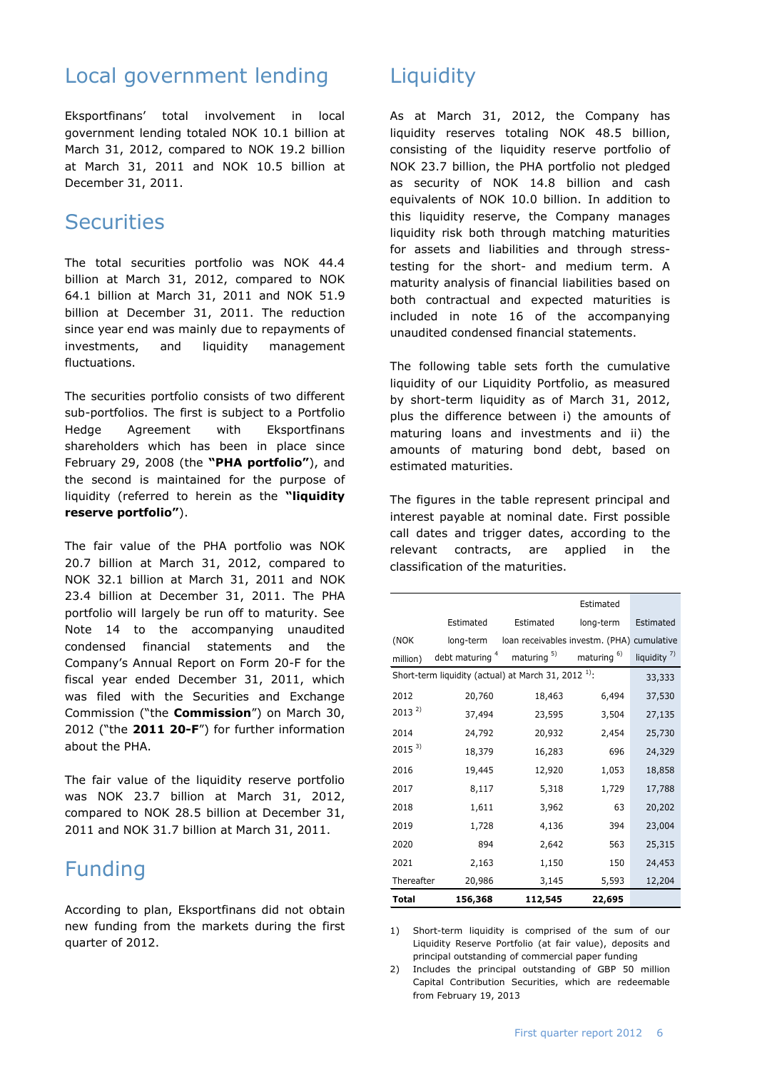## Local government lending

Eksportfinans' total involvement in local government lending totaled NOK 10.1 billion at March 31, 2012, compared to NOK 19.2 billion at March 31, 2011 and NOK 10.5 billion at December 31, 2011.

## Securities

The total securities portfolio was NOK 44.4 billion at March 31, 2012, compared to NOK 64.1 billion at March 31, 2011 and NOK 51.9 billion at December 31, 2011. The reduction since year end was mainly due to repayments of investments, and liquidity management fluctuations.

The securities portfolio consists of two different sub-portfolios. The first is subject to a Portfolio Hedge Agreement with Eksportfinans shareholders which has been in place since February 29, 2008 (the **"PHA portfolio"**), and the second is maintained for the purpose of liquidity (referred to herein as the **"liquidity reserve portfolio"**).

The fair value of the PHA portfolio was NOK 20.7 billion at March 31, 2012, compared to NOK 32.1 billion at March 31, 2011 and NOK 23.4 billion at December 31, 2011. The PHA portfolio will largely be run off to maturity. See Note 14 to the accompanying unaudited condensed financial statements and the Company's Annual Report on Form 20-F for the fiscal year ended December 31, 2011, which was filed with the Securities and Exchange Commission ("the **Commission**") on March 30, 2012 ("the **2011 20-F**") for further information about the PHA.

The fair value of the liquidity reserve portfolio was NOK 23.7 billion at March 31, 2012, compared to NOK 28.5 billion at December 31, 2011 and NOK 31.7 billion at March 31, 2011.

## Funding

According to plan, Eksportfinans did not obtain new funding from the markets during the first quarter of 2012.

## Liquidity

As at March 31, 2012, the Company has liquidity reserves totaling NOK 48.5 billion, consisting of the liquidity reserve portfolio of NOK 23.7 billion, the PHA portfolio not pledged as security of NOK 14.8 billion and cash equivalents of NOK 10.0 billion. In addition to this liquidity reserve, the Company manages liquidity risk both through matching maturities for assets and liabilities and through stress-testing for the short- and medium term. A maturity analysis of financial liabilities based on both contractual and expected maturities is included in note 16 of the accompanying unaudited condensed financial statements.

The following table sets forth the cumulative liquidity of our Liquidity Portfolio, as measured by short-term liquidity as of March 31, 2012, plus the difference between i) the amounts of maturing loans and investments and ii) the amounts of maturing bond debt, based on estimated maturities.

The figures in the table represent principal and interest payable at nominal date. First possible call dates and trigger dates, according to the relevant contracts, are applied in the classification of the maturities.

| (NOK million) | Estimated long-term debt maturing [4] | Estimated loan receivables maturing [5] | Estimated long-term investm. (PHA) maturing [6] | Estimated cumulative liquidity [7] |
|---|---|---|---|---|
| Short-term liquidity (actual) at March 31, 2012 [1]: | | | | 33,333 |
| 2012 | 20,760 | 18,463 | 6,494 | 37,530 |
| 2013 [2] | 37,494 | 23,595 | 3,504 | 27,135 |
| 2014 | 24,792 | 20,932 | 2,454 | 25,730 |
| 2015 [3] | 18,379 | 16,283 | 696 | 24,329 |
| 2016 | 19,445 | 12,920 | 1,053 | 18,858 |
| 2017 | 8,117 | 5,318 | 1,729 | 17,788 |
| 2018 | 1,611 | 3,962 | 63 | 20,202 |
| 2019 | 1,728 | 4,136 | 394 | 23,004 |
| 2020 | 894 | 2,642 | 563 | 25,315 |
| 2021 | 2,163 | 1,150 | 150 | 24,453 |
| Thereafter | 20,986 | 3,145 | 5,593 | 12,204 |
| **Total** | **156,368** | **112,545** | **22,695** | |

1) Short-term liquidity is comprised of the sum of our Liquidity Reserve Portfolio (at fair value), deposits and principal outstanding of commercial paper funding
2) Includes the principal outstanding of GBP 50 million Capital Contribution Securities, which are redeemable from February 19, 2013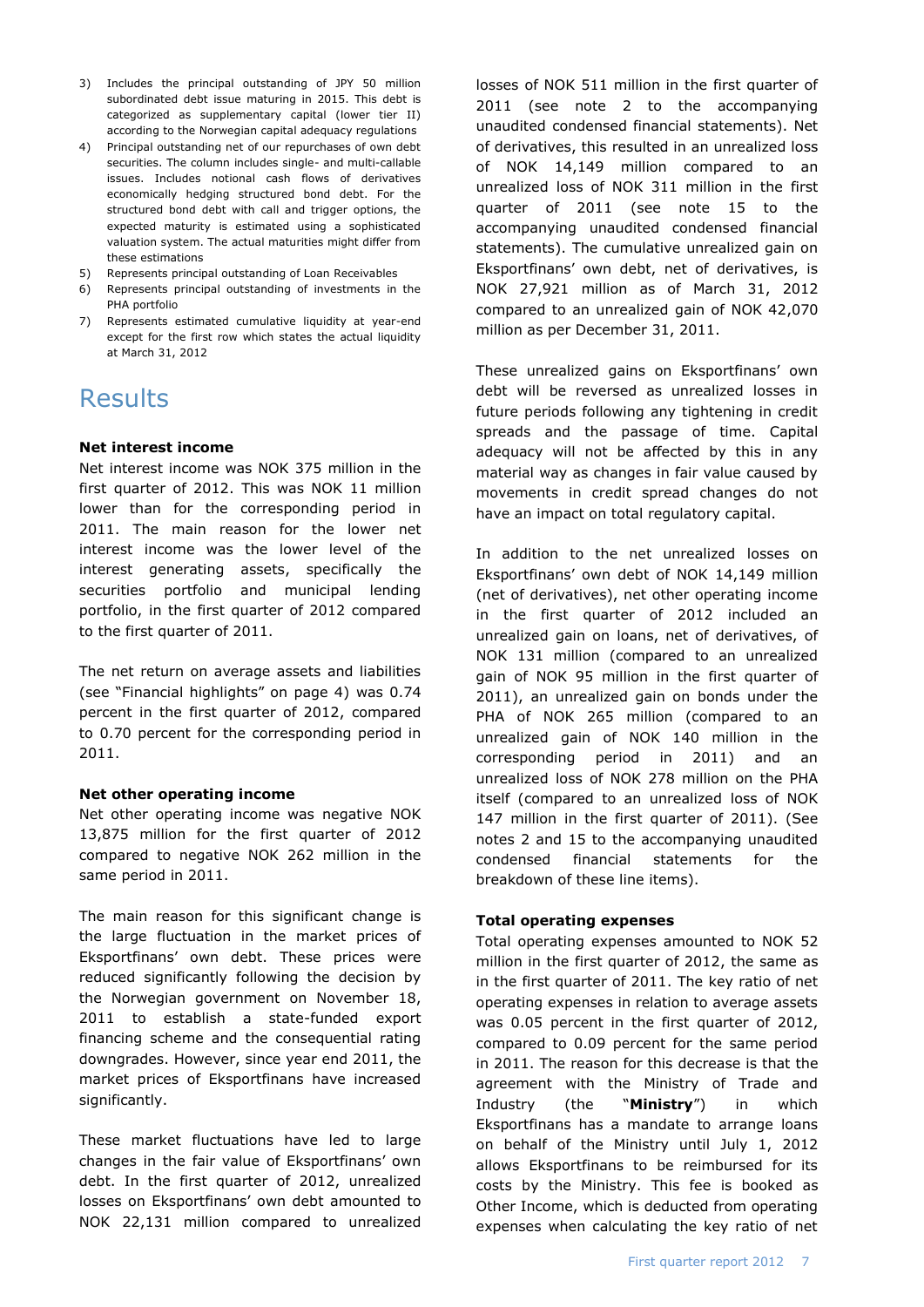3) Includes the principal outstanding of JPY 50 million subordinated debt issue maturing in 2015. This debt is categorized as supplementary capital (lower tier II) according to the Norwegian capital adequacy regulations
4) Principal outstanding net of our repurchases of own debt securities. The column includes single- and multi-callable issues. Includes notional cash flows of derivatives economically hedging structured bond debt. For the structured bond debt with call and trigger options, the expected maturity is estimated using a sophisticated valuation system. The actual maturities might differ from these estimations
5) Represents principal outstanding of Loan Receivables
6) Represents principal outstanding of investments in the PHA portfolio
7) Represents estimated cumulative liquidity at year-end except for the first row which states the actual liquidity at March 31, 2012

# Results

**Net interest income**

Net interest income was NOK 375 million in the first quarter of 2012. This was NOK 11 million lower than for the corresponding period in 2011. The main reason for the lower net interest income was the lower level of the interest generating assets, specifically the securities portfolio and municipal lending portfolio, in the first quarter of 2012 compared to the first quarter of 2011.

The net return on average assets and liabilities (see "Financial highlights" on page 4) was 0.74 percent in the first quarter of 2012, compared to 0.70 percent for the corresponding period in 2011.

**Net other operating income**

Net other operating income was negative NOK 13,875 million for the first quarter of 2012 compared to negative NOK 262 million in the same period in 2011.

The main reason for this significant change is the large fluctuation in the market prices of Eksportfinans' own debt. These prices were reduced significantly following the decision by the Norwegian government on November 18, 2011 to establish a state-funded export financing scheme and the consequential rating downgrades. However, since year end 2011, the market prices of Eksportfinans have increased significantly.

These market fluctuations have led to large changes in the fair value of Eksportfinans' own debt. In the first quarter of 2012, unrealized losses on Eksportfinans' own debt amounted to NOK 22,131 million compared to unrealized losses of NOK 511 million in the first quarter of 2011 (see note 2 to the accompanying unaudited condensed financial statements). Net of derivatives, this resulted in an unrealized loss of NOK 14,149 million compared to an unrealized loss of NOK 311 million in the first quarter of 2011 (see note 15 to the accompanying unaudited condensed financial statements). The cumulative unrealized gain on Eksportfinans' own debt, net of derivatives, is NOK 27,921 million as of March 31, 2012 compared to an unrealized gain of NOK 42,070 million as per December 31, 2011.

These unrealized gains on Eksportfinans' own debt will be reversed as unrealized losses in future periods following any tightening in credit spreads and the passage of time. Capital adequacy will not be affected by this in any material way as changes in fair value caused by movements in credit spread changes do not have an impact on total regulatory capital.

In addition to the net unrealized losses on Eksportfinans' own debt of NOK 14,149 million (net of derivatives), net other operating income in the first quarter of 2012 included an unrealized gain on loans, net of derivatives, of NOK 131 million (compared to an unrealized gain of NOK 95 million in the first quarter of 2011), an unrealized gain on bonds under the PHA of NOK 265 million (compared to an unrealized gain of NOK 140 million in the corresponding period in 2011) and an unrealized loss of NOK 278 million on the PHA itself (compared to an unrealized loss of NOK 147 million in the first quarter of 2011). (See notes 2 and 15 to the accompanying unaudited condensed financial statements for the breakdown of these line items).

**Total operating expenses**

Total operating expenses amounted to NOK 52 million in the first quarter of 2012, the same as in the first quarter of 2011. The key ratio of net operating expenses in relation to average assets was 0.05 percent in the first quarter of 2012, compared to 0.09 percent for the same period in 2011. The reason for this decrease is that the agreement with the Ministry of Trade and Industry (the "**Ministry**") in which Eksportfinans has a mandate to arrange loans on behalf of the Ministry until July 1, 2012 allows Eksportfinans to be reimbursed for its costs by the Ministry. This fee is booked as Other Income, which is deducted from operating expenses when calculating the key ratio of net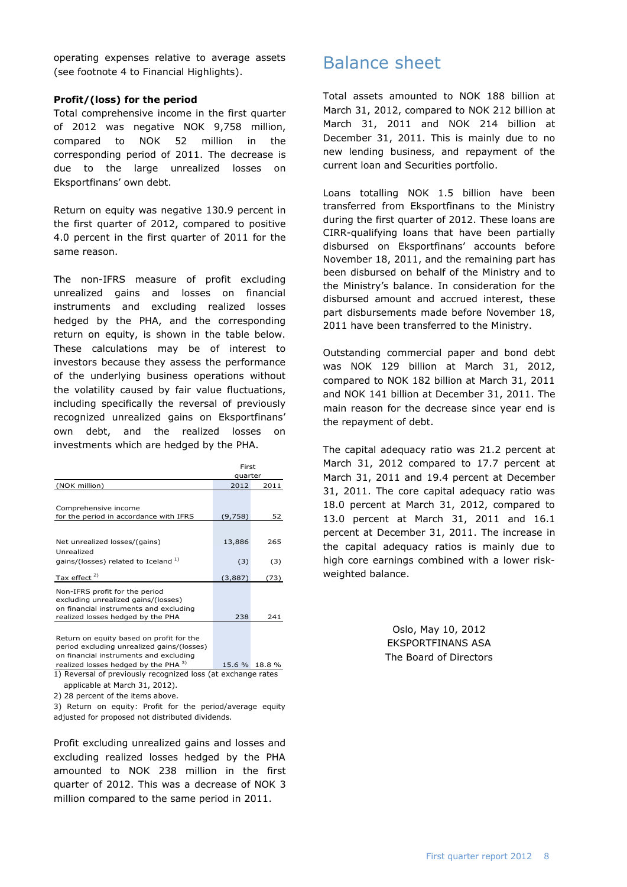operating expenses relative to average assets (see footnote 4 to Financial Highlights).

**Profit/(loss) for the period**

Total comprehensive income in the first quarter of 2012 was negative NOK 9,758 million, compared to NOK 52 million in the corresponding period of 2011. The decrease is due to the large unrealized losses on Eksportfinans' own debt.

Return on equity was negative 130.9 percent in the first quarter of 2012, compared to positive 4.0 percent in the first quarter of 2011 for the same reason.

The non-IFRS measure of profit excluding unrealized gains and losses on financial instruments and excluding realized losses hedged by the PHA, and the corresponding return on equity, is shown in the table below. These calculations may be of interest to investors because they assess the performance of the underlying business operations without the volatility caused by fair value fluctuations, including specifically the reversal of previously recognized unrealized gains on Eksportfinans' own debt, and the realized losses on investments which are hedged by the PHA.

| | First quarter | |
|---|---|---|
| (NOK million) | 2012 | 2011 |
| Comprehensive income for the period in accordance with IFRS | (9,758) | 52 |
| Net unrealized losses/(gains) | 13,886 | 265 |
| Unrealized gains/(losses) related to Iceland [1] | (3) | (3) |
| Tax effect [2] | (3,887) | (73) |
| Non-IFRS profit for the period excluding unrealized gains/(losses) on financial instruments and excluding realized losses hedged by the PHA | 238 | 241 |
| Return on equity based on profit for the period excluding unrealized gains/(losses) on financial instruments and excluding realized losses hedged by the PHA [3] | 15.6 % | 18.8 % |

1) Reversal of previously recognized loss (at exchange rates applicable at March 31, 2012).

2) 28 percent of the items above.

3) Return on equity: Profit for the period/average equity adjusted for proposed not distributed dividends.

Profit excluding unrealized gains and losses and excluding realized losses hedged by the PHA amounted to NOK 238 million in the first quarter of 2012. This was a decrease of NOK 3 million compared to the same period in 2011.

# Balance sheet

Total assets amounted to NOK 188 billion at March 31, 2012, compared to NOK 212 billion at March 31, 2011 and NOK 214 billion at December 31, 2011. This is mainly due to no new lending business, and repayment of the current loan and Securities portfolio.

Loans totalling NOK 1.5 billion have been transferred from Eksportfinans to the Ministry during the first quarter of 2012. These loans are CIRR-qualifying loans that have been partially disbursed on Eksportfinans' accounts before November 18, 2011, and the remaining part has been disbursed on behalf of the Ministry and to the Ministry's balance. In consideration for the disbursed amount and accrued interest, these part disbursements made before November 18, 2011 have been transferred to the Ministry.

Outstanding commercial paper and bond debt was NOK 129 billion at March 31, 2012, compared to NOK 182 billion at March 31, 2011 and NOK 141 billion at December 31, 2011. The main reason for the decrease since year end is the repayment of debt.

The capital adequacy ratio was 21.2 percent at March 31, 2012 compared to 17.7 percent at March 31, 2011 and 19.4 percent at December 31, 2011. The core capital adequacy ratio was 18.0 percent at March 31, 2012, compared to 13.0 percent at March 31, 2011 and 16.1 percent at December 31, 2011. The increase in the capital adequacy ratios is mainly due to high core earnings combined with a lower risk-weighted balance.

Oslo, May 10, 2012
EKSPORTFINANS ASA
The Board of Directors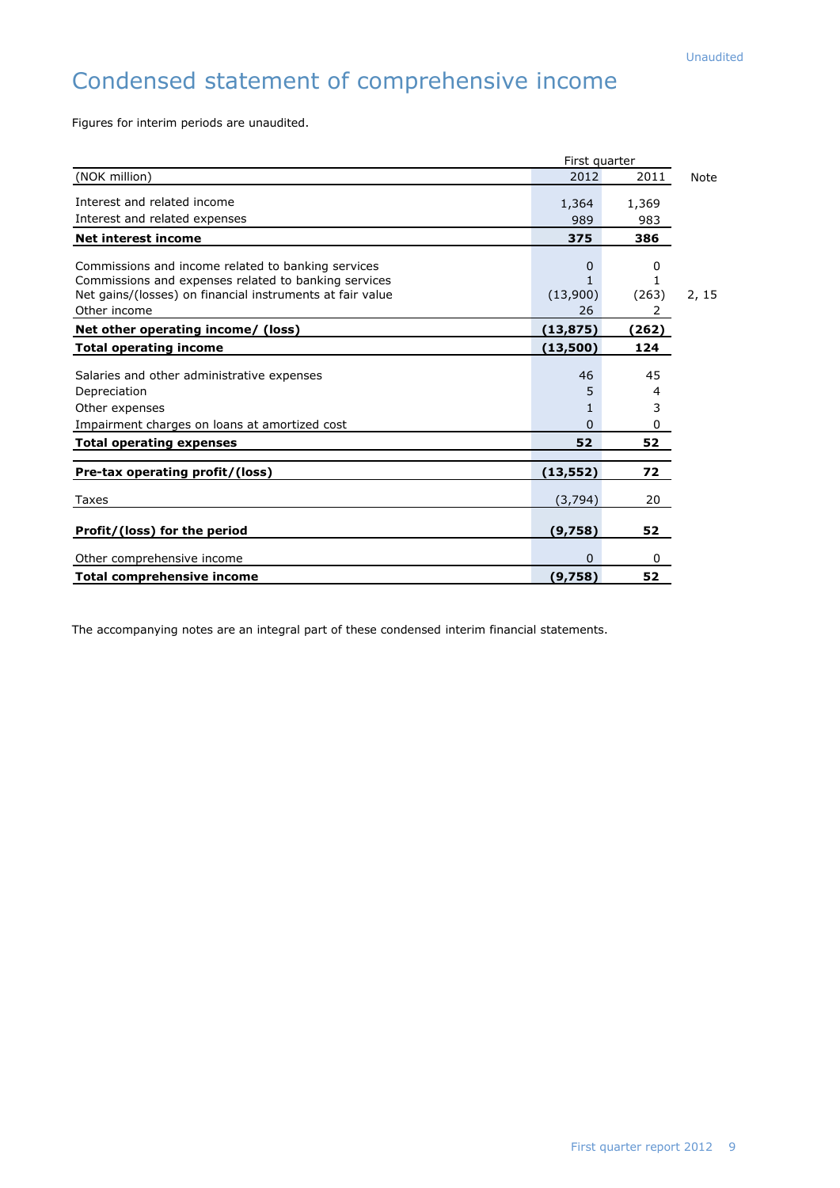Unaudited

# Condensed statement of comprehensive income

Figures for interim periods are unaudited.

| | First quarter | | |
|---|---|---|---|
| (NOK million) | 2012 | 2011 | Note |
| Interest and related income | 1,364 | 1,369 | |
| Interest and related expenses | 989 | 983 | |
| **Net interest income** | **375** | **386** | |
| Commissions and income related to banking services | 0 | 0 | |
| Commissions and expenses related to banking services | 1 | 1 | |
| Net gains/(losses) on financial instruments at fair value | (13,900) | (263) | 2, 15 |
| Other income | 26 | 2 | |
| **Net other operating income/ (loss)** | **(13,875)** | **(262)** | |
| **Total operating income** | **(13,500)** | **124** | |
| Salaries and other administrative expenses | 46 | 45 | |
| Depreciation | 5 | 4 | |
| Other expenses | 1 | 3 | |
| Impairment charges on loans at amortized cost | 0 | 0 | |
| **Total operating expenses** | **52** | **52** | |
| **Pre-tax operating profit/(loss)** | **(13,552)** | **72** | |
| Taxes | (3,794) | 20 | |
| **Profit/(loss) for the period** | **(9,758)** | **52** | |
| Other comprehensive income | 0 | 0 | |
| **Total comprehensive income** | **(9,758)** | **52** | |

The accompanying notes are an integral part of these condensed interim financial statements.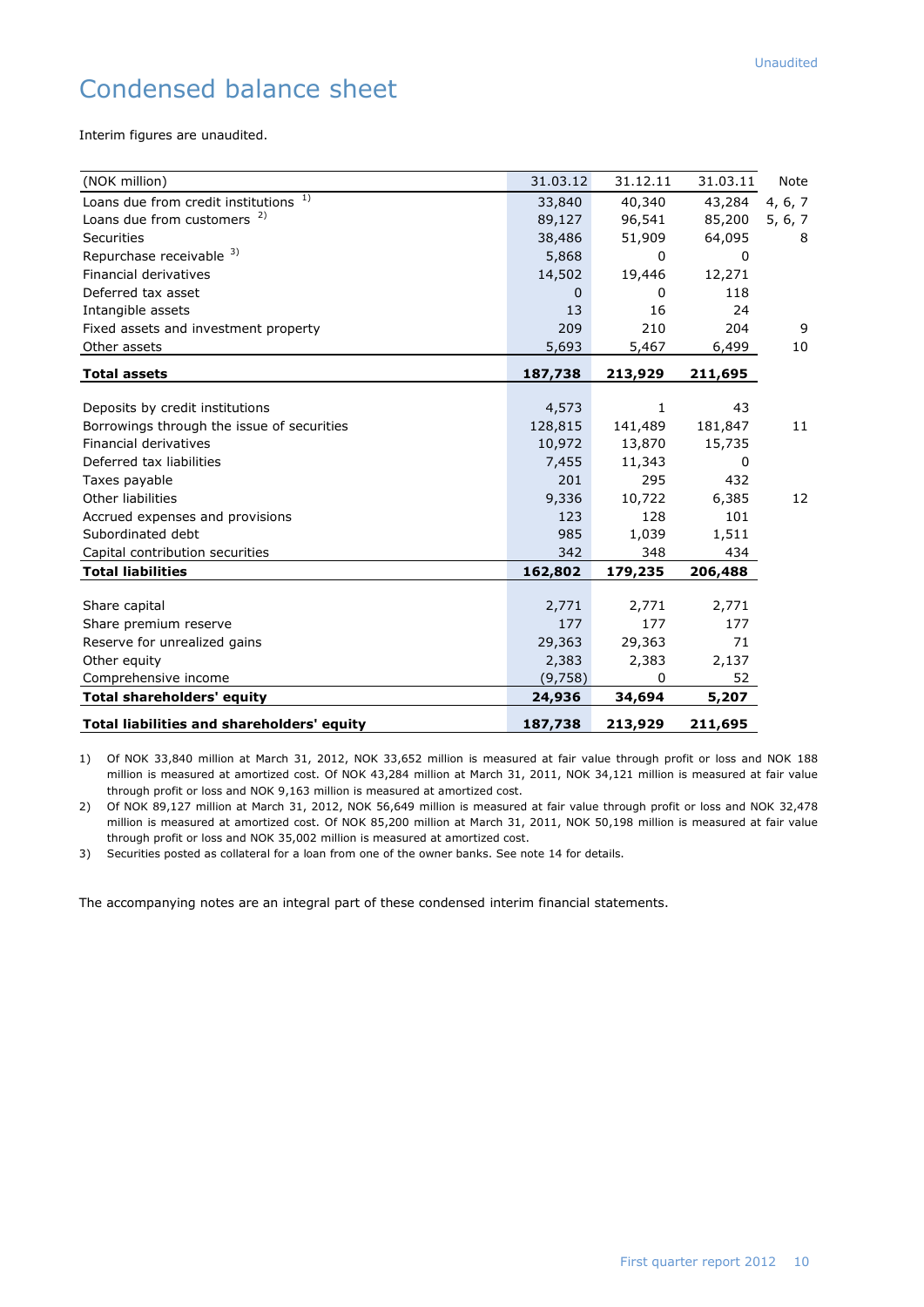# Condensed balance sheet

Interim figures are unaudited.

| (NOK million) | 31.03.12 | 31.12.11 | 31.03.11 | Note |
|---|---|---|---|---|
| Loans due from credit institutions [1)] | 33,840 | 40,340 | 43,284 | 4, 6, 7 |
| Loans due from customers [2)] | 89,127 | 96,541 | 85,200 | 5, 6, 7 |
| Securities | 38,486 | 51,909 | 64,095 | 8 |
| Repurchase receivable [3)] | 5,868 | 0 | 0 | |
| Financial derivatives | 14,502 | 19,446 | 12,271 | |
| Deferred tax asset | 0 | 0 | 118 | |
| Intangible assets | 13 | 16 | 24 | |
| Fixed assets and investment property | 209 | 210 | 204 | 9 |
| Other assets | 5,693 | 5,467 | 6,499 | 10 |
| **Total assets** | **187,738** | **213,929** | **211,695** | |
| | | | | |
| Deposits by credit institutions | 4,573 | 1 | 43 | |
| Borrowings through the issue of securities | 128,815 | 141,489 | 181,847 | 11 |
| Financial derivatives | 10,972 | 13,870 | 15,735 | |
| Deferred tax liabilities | 7,455 | 11,343 | 0 | |
| Taxes payable | 201 | 295 | 432 | |
| Other liabilities | 9,336 | 10,722 | 6,385 | 12 |
| Accrued expenses and provisions | 123 | 128 | 101 | |
| Subordinated debt | 985 | 1,039 | 1,511 | |
| Capital contribution securities | 342 | 348 | 434 | |
| **Total liabilities** | **162,802** | **179,235** | **206,488** | |
| | | | | |
| Share capital | 2,771 | 2,771 | 2,771 | |
| Share premium reserve | 177 | 177 | 177 | |
| Reserve for unrealized gains | 29,363 | 29,363 | 71 | |
| Other equity | 2,383 | 2,383 | 2,137 | |
| Comprehensive income | (9,758) | 0 | 52 | |
| **Total shareholders' equity** | **24,936** | **34,694** | **5,207** | |
| **Total liabilities and shareholders' equity** | **187,738** | **213,929** | **211,695** | |

1) Of NOK 33,840 million at March 31, 2012, NOK 33,652 million is measured at fair value through profit or loss and NOK 188 million is measured at amortized cost. Of NOK 43,284 million at March 31, 2011, NOK 34,121 million is measured at fair value through profit or loss and NOK 9,163 million is measured at amortized cost.

2) Of NOK 89,127 million at March 31, 2012, NOK 56,649 million is measured at fair value through profit or loss and NOK 32,478 million is measured at amortized cost. Of NOK 85,200 million at March 31, 2011, NOK 50,198 million is measured at fair value through profit or loss and NOK 35,002 million is measured at amortized cost.

3) Securities posted as collateral for a loan from one of the owner banks. See note 14 for details.

The accompanying notes are an integral part of these condensed interim financial statements.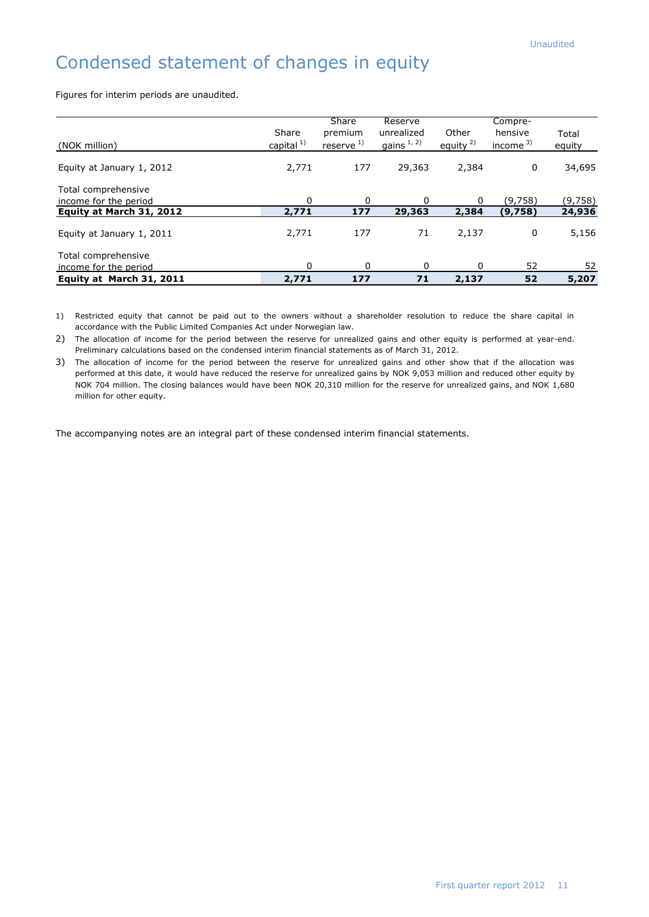Unaudited

# Condensed statement of changes in equity

Figures for interim periods are unaudited.

| (NOK million) | Share capital [1] | Share premium reserve [1] | Reserve unrealized gains [1, 2] | Other equity [2] | Comprehensive income [3] | Total equity |
|---|---|---|---|---|---|---|
| Equity at January 1, 2012 | 2,771 | 177 | 29,363 | 2,384 | 0 | 34,695 |
| Total comprehensive income for the period | 0 | 0 | 0 | 0 | (9,758) | (9,758) |
| **Equity at March 31, 2012** | **2,771** | **177** | **29,363** | **2,384** | **(9,758)** | **24,936** |
| Equity at January 1, 2011 | 2,771 | 177 | 71 | 2,137 | 0 | 5,156 |
| Total comprehensive income for the period | 0 | 0 | 0 | 0 | 52 | 52 |
| **Equity at March 31, 2011** | **2,771** | **177** | **71** | **2,137** | **52** | **5,207** |

1) Restricted equity that cannot be paid out to the owners without a shareholder resolution to reduce the share capital in accordance with the Public Limited Companies Act under Norwegian law.

2) The allocation of income for the period between the reserve for unrealized gains and other equity is performed at year-end. Preliminary calculations based on the condensed interim financial statements as of March 31, 2012.

3) The allocation of income for the period between the reserve for unrealized gains and other show that if the allocation was performed at this date, it would have reduced the reserve for unrealized gains by NOK 9,053 million and reduced other equity by NOK 704 million. The closing balances would have been NOK 20,310 million for the reserve for unrealized gains, and NOK 1,680 million for other equity.

The accompanying notes are an integral part of these condensed interim financial statements.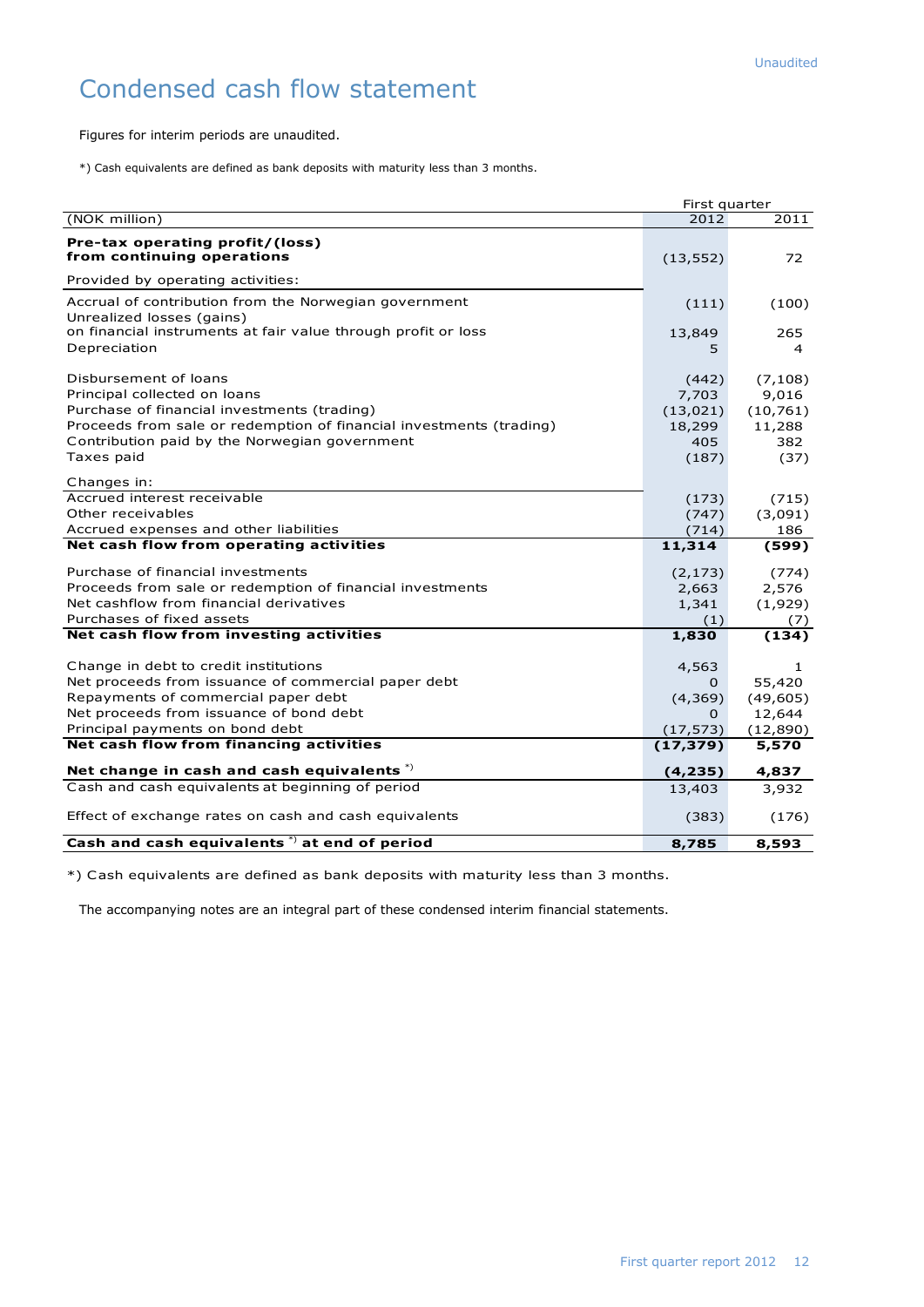Unaudited

# Condensed cash flow statement

Figures for interim periods are unaudited.

*) Cash equivalents are defined as bank deposits with maturity less than 3 months.

| (NOK million) | First quarter 2012 | 2011 |
|---|---|---|
| **Pre-tax operating profit/(loss) from continuing operations** | (13,552) | 72 |
| Provided by operating activities: | | |
| Accrual of contribution from the Norwegian government | (111) | (100) |
| Unrealized losses (gains) on financial instruments at fair value through profit or loss | 13,849 | 265 |
| Depreciation | 5 | 4 |
| Disbursement of loans | (442) | (7,108) |
| Principal collected on loans | 7,703 | 9,016 |
| Purchase of financial investments (trading) | (13,021) | (10,761) |
| Proceeds from sale or redemption of financial investments (trading) | 18,299 | 11,288 |
| Contribution paid by the Norwegian government | 405 | 382 |
| Taxes paid | (187) | (37) |
| Changes in: | | |
| Accrued interest receivable | (173) | (715) |
| Other receivables | (747) | (3,091) |
| Accrued expenses and other liabilities | (714) | 186 |
| **Net cash flow from operating activities** | **11,314** | **(599)** |
| Purchase of financial investments | (2,173) | (774) |
| Proceeds from sale or redemption of financial investments | 2,663 | 2,576 |
| Net cashflow from financial derivatives | 1,341 | (1,929) |
| Purchases of fixed assets | (1) | (7) |
| **Net cash flow from investing activities** | **1,830** | **(134)** |
| Change in debt to credit institutions | 4,563 | 1 |
| Net proceeds from issuance of commercial paper debt | 0 | 55,420 |
| Repayments of commercial paper debt | (4,369) | (49,605) |
| Net proceeds from issuance of bond debt | 0 | 12,644 |
| Principal payments on bond debt | (17,573) | (12,890) |
| **Net cash flow from financing activities** | **(17,379)** | **5,570** |
| **Net change in cash and cash equivalents** *) | **(4,235)** | **4,837** |
| Cash and cash equivalents at beginning of period | 13,403 | 3,932 |
| Effect of exchange rates on cash and cash equivalents | (383) | (176) |
| **Cash and cash equivalents** *) **at end of period** | **8,785** | **8,593** |

*) Cash equivalents are defined as bank deposits with maturity less than 3 months.

The accompanying notes are an integral part of these condensed interim financial statements.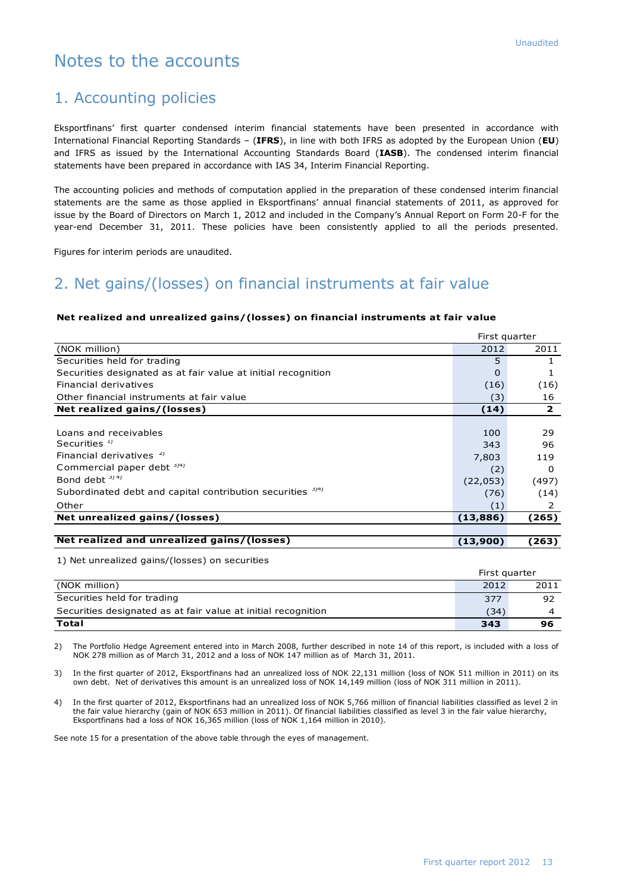Unaudited

# Notes to the accounts

## 1. Accounting policies

Eksportfinans' first quarter condensed interim financial statements have been presented in accordance with International Financial Reporting Standards – (**IFRS**), in line with both IFRS as adopted by the European Union (**EU**) and IFRS as issued by the International Accounting Standards Board (**IASB**). The condensed interim financial statements have been prepared in accordance with IAS 34, Interim Financial Reporting.

The accounting policies and methods of computation applied in the preparation of these condensed interim financial statements are the same as those applied in Eksportfinans' annual financial statements of 2011, as approved for issue by the Board of Directors on March 1, 2012 and included in the Company's Annual Report on Form 20-F for the year-end December 31, 2011. These policies have been consistently applied to all the periods presented.

Figures for interim periods are unaudited.

## 2. Net gains/(losses) on financial instruments at fair value

**Net realized and unrealized gains/(losses) on financial instruments at fair value**

| | First quarter | |
|---|---|---|
| (NOK million) | 2012 | 2011 |
| Securities held for trading | 5 | 1 |
| Securities designated as at fair value at initial recognition | 0 | 1 |
| Financial derivatives | (16) | (16) |
| Other financial instruments at fair value | (3) | 16 |
| **Net realized gains/(losses)** | **(14)** | **2** |
| | | |
| Loans and receivables | 100 | 29 |
| Securities [1] | 343 | 96 |
| Financial derivatives [2] | 7,803 | 119 |
| Commercial paper debt [3][4] | (2) | 0 |
| Bond debt [3][4] | (22,053) | (497) |
| Subordinated debt and capital contribution securities [3][4] | (76) | (14) |
| Other | (1) | 2 |
| **Net unrealized gains/(losses)** | **(13,886)** | **(265)** |
| | | |
| **Net realized and unrealized gains/(losses)** | **(13,900)** | **(263)** |

1) Net unrealized gains/(losses) on securities

| | First quarter | |
|---|---|---|
| (NOK million) | 2012 | 2011 |
| Securities held for trading | 377 | 92 |
| Securities designated as at fair value at initial recognition | (34) | 4 |
| **Total** | **343** | **96** |

2) The Portfolio Hedge Agreement entered into in March 2008, further described in note 14 of this report, is included with a loss of NOK 278 million as of March 31, 2012 and a loss of NOK 147 million as of March 31, 2011.

3) In the first quarter of 2012, Eksportfinans had an unrealized loss of NOK 22,131 million (loss of NOK 511 million in 2011) on its own debt. Net of derivatives this amount is an unrealized loss of NOK 14,149 million (loss of NOK 311 million in 2011).

4) In the first quarter of 2012, Eksportfinans had an unrealized loss of NOK 5,766 million of financial liabilities classified as level 2 in the fair value hierarchy (gain of NOK 653 million in 2011). Of financial liabilities classified as level 3 in the fair value hierarchy, Eksportfinans had a loss of NOK 16,365 million (loss of NOK 1,164 million in 2010).

See note 15 for a presentation of the above table through the eyes of management.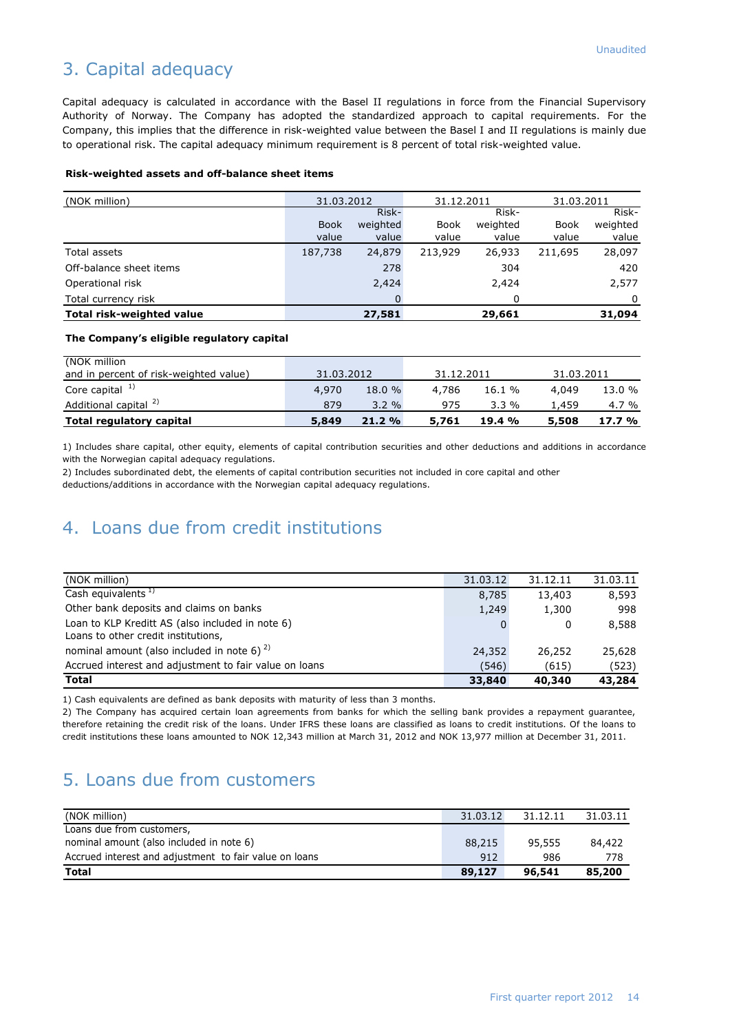Unaudited

## 3. Capital adequacy

Capital adequacy is calculated in accordance with the Basel II regulations in force from the Financial Supervisory Authority of Norway. The Company has adopted the standardized approach to capital requirements. For the Company, this implies that the difference in risk-weighted value between the Basel I and II regulations is mainly due to operational risk. The capital adequacy minimum requirement is 8 percent of total risk-weighted value.

**Risk-weighted assets and off-balance sheet items**

| (NOK million) | 31.03.2012 | | 31.12.2011 | | 31.03.2011 | |
|---|---|---|---|---|---|---|
| | Book value | Risk-weighted value | Book value | Risk-weighted value | Book value | Risk-weighted value |
| Total assets | 187,738 | 24,879 | 213,929 | 26,933 | 211,695 | 28,097 |
| Off-balance sheet items | | 278 | | 304 | | 420 |
| Operational risk | | 2,424 | | 2,424 | | 2,577 |
| Total currency risk | | 0 | | 0 | | 0 |
| **Total risk-weighted value** | | **27,581** | | **29,661** | | **31,094** |

**The Company's eligible regulatory capital**

| (NOK million and in percent of risk-weighted value) | 31.03.2012 | | 31.12.2011 | | 31.03.2011 | |
|---|---|---|---|---|---|---|
| Core capital [1] | 4,970 | 18.0 % | 4,786 | 16.1 % | 4,049 | 13.0 % |
| Additional capital [2] | 879 | 3.2 % | 975 | 3.3 % | 1,459 | 4.7 % |
| **Total regulatory capital** | **5,849** | **21.2 %** | **5,761** | **19.4 %** | **5,508** | **17.7 %** |

1) Includes share capital, other equity, elements of capital contribution securities and other deductions and additions in accordance with the Norwegian capital adequacy regulations.

2) Includes subordinated debt, the elements of capital contribution securities not included in core capital and other deductions/additions in accordance with the Norwegian capital adequacy regulations.

## 4. Loans due from credit institutions

| (NOK million) | 31.03.12 | 31.12.11 | 31.03.11 |
|---|---|---|---|
| Cash equivalents [1] | 8,785 | 13,403 | 8,593 |
| Other bank deposits and claims on banks | 1,249 | 1,300 | 998 |
| Loan to KLP Kreditt AS (also included in note 6) | 0 | 0 | 8,588 |
| Loans to other credit institutions, nominal amount (also included in note 6) [2] | 24,352 | 26,252 | 25,628 |
| Accrued interest and adjustment to fair value on loans | (546) | (615) | (523) |
| **Total** | **33,840** | **40,340** | **43,284** |

1) Cash equivalents are defined as bank deposits with maturity of less than 3 months.

2) The Company has acquired certain loan agreements from banks for which the selling bank provides a repayment guarantee, therefore retaining the credit risk of the loans. Under IFRS these loans are classified as loans to credit institutions. Of the loans to credit institutions these loans amounted to NOK 12,343 million at March 31, 2012 and NOK 13,977 million at December 31, 2011.

## 5. Loans due from customers

| (NOK million) | 31.03.12 | 31.12.11 | 31.03.11 |
|---|---|---|---|
| Loans due from customers, nominal amount (also included in note 6) | 88,215 | 95,555 | 84,422 |
| Accrued interest and adjustment to fair value on loans | 912 | 986 | 778 |
| **Total** | **89,127** | **96,541** | **85,200** |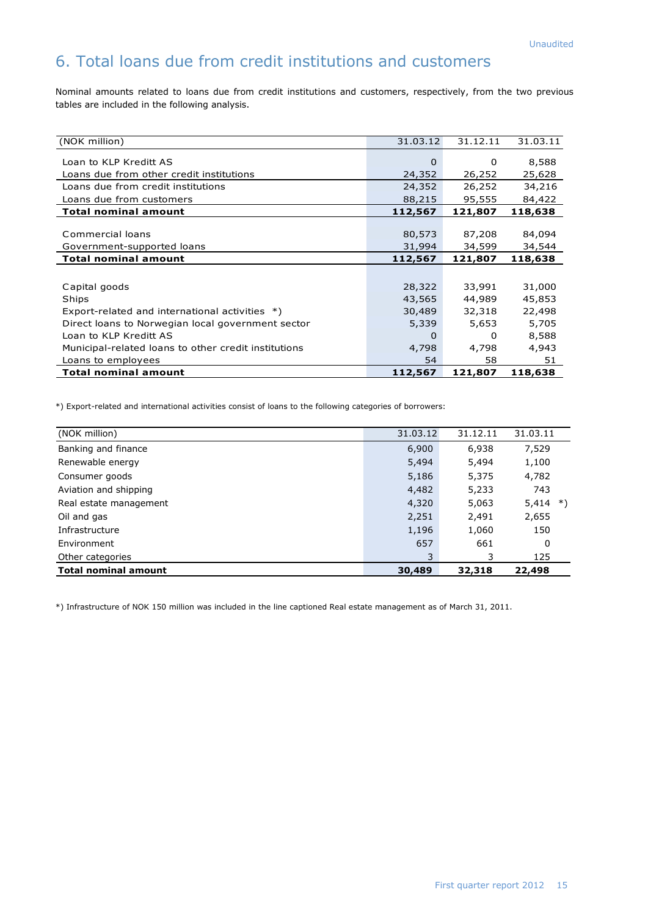Unaudited

# 6. Total loans due from credit institutions and customers

Nominal amounts related to loans due from credit institutions and customers, respectively, from the two previous tables are included in the following analysis.

| (NOK million) | 31.03.12 | 31.12.11 | 31.03.11 |
|---|---|---|---|
| Loan to KLP Kreditt AS | 0 | 0 | 8,588 |
| Loans due from other credit institutions | 24,352 | 26,252 | 25,628 |
| Loans due from credit institutions | 24,352 | 26,252 | 34,216 |
| Loans due from customers | 88,215 | 95,555 | 84,422 |
| **Total nominal amount** | **112,567** | **121,807** | **118,638** |
| | | | |
| Commercial loans | 80,573 | 87,208 | 84,094 |
| Government-supported loans | 31,994 | 34,599 | 34,544 |
| **Total nominal amount** | **112,567** | **121,807** | **118,638** |
| | | | |
| Capital goods | 28,322 | 33,991 | 31,000 |
| Ships | 43,565 | 44,989 | 45,853 |
| Export-related and international activities *) | 30,489 | 32,318 | 22,498 |
| Direct loans to Norwegian local government sector | 5,339 | 5,653 | 5,705 |
| Loan to KLP Kreditt AS | 0 | 0 | 8,588 |
| Municipal-related loans to other credit institutions | 4,798 | 4,798 | 4,943 |
| Loans to employees | 54 | 58 | 51 |
| **Total nominal amount** | **112,567** | **121,807** | **118,638** |

*) Export-related and international activities consist of loans to the following categories of borrowers:

| (NOK million) | 31.03.12 | 31.12.11 | 31.03.11 |
|---|---|---|---|
| Banking and finance | 6,900 | 6,938 | 7,529 |
| Renewable energy | 5,494 | 5,494 | 1,100 |
| Consumer goods | 5,186 | 5,375 | 4,782 |
| Aviation and shipping | 4,482 | 5,233 | 743 |
| Real estate management | 4,320 | 5,063 | 5,414 *) |
| Oil and gas | 2,251 | 2,491 | 2,655 |
| Infrastructure | 1,196 | 1,060 | 150 |
| Environment | 657 | 661 | 0 |
| Other categories | 3 | 3 | 125 |
| **Total nominal amount** | **30,489** | **32,318** | **22,498** |

*) Infrastructure of NOK 150 million was included in the line captioned Real estate management as of March 31, 2011.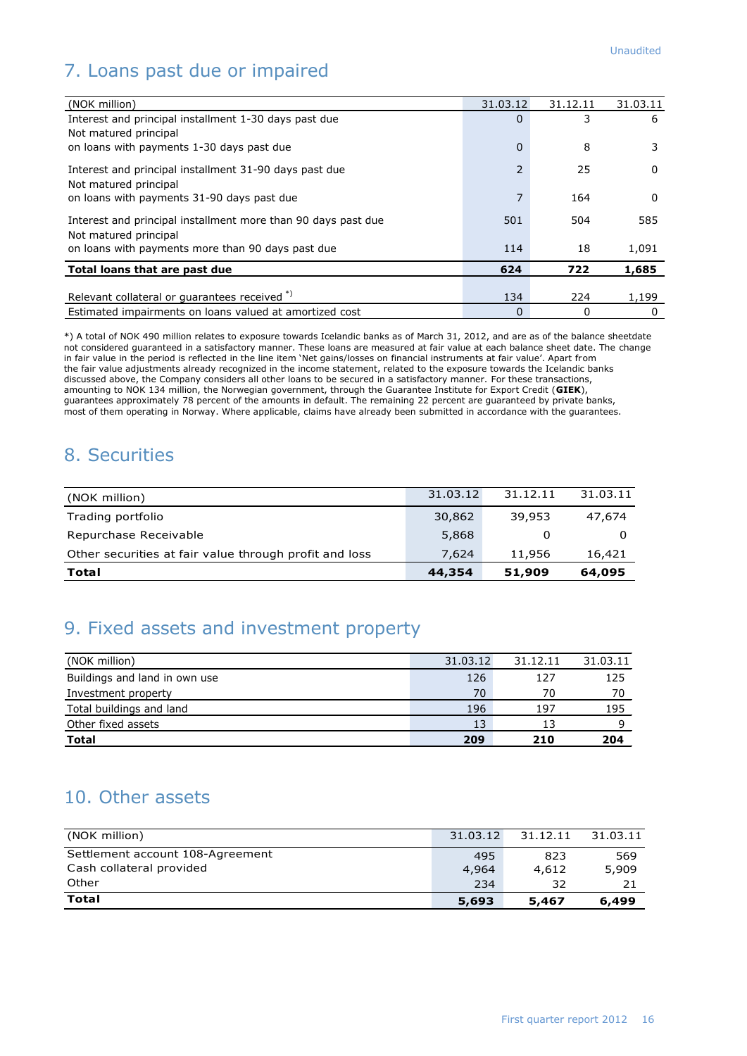Unaudited

## 7. Loans past due or impaired

| (NOK million) | 31.03.12 | 31.12.11 | 31.03.11 |
|---|---|---|---|
| Interest and principal installment 1-30 days past due | 0 | 3 | 6 |
| Not matured principal on loans with payments 1-30 days past due | 0 | 8 | 3 |
| Interest and principal installment 31-90 days past due | 2 | 25 | 0 |
| Not matured principal on loans with payments 31-90 days past due | 7 | 164 | 0 |
| Interest and principal installment more than 90 days past due | 501 | 504 | 585 |
| Not matured principal on loans with payments more than 90 days past due | 114 | 18 | 1,091 |
| **Total loans that are past due** | **624** | **722** | **1,685** |
| Relevant collateral or guarantees received *) | 134 | 224 | 1,199 |
| Estimated impairments on loans valued at amortized cost | 0 | 0 | 0 |

*) A total of NOK 490 million relates to exposure towards Icelandic banks as of March 31, 2012, and are as of the balance sheetdate not considered guaranteed in a satisfactory manner. These loans are measured at fair value at each balance sheet date. The change in fair value in the period is reflected in the line item 'Net gains/losses on financial instruments at fair value'. Apart from the fair value adjustments already recognized in the income statement, related to the exposure towards the Icelandic banks discussed above, the Company considers all other loans to be secured in a satisfactory manner. For these transactions, amounting to NOK 134 million, the Norwegian government, through the Guarantee Institute for Export Credit (**GIEK**), guarantees approximately 78 percent of the amounts in default. The remaining 22 percent are guaranteed by private banks, most of them operating in Norway. Where applicable, claims have already been submitted in accordance with the guarantees.

## 8. Securities

| (NOK million) | 31.03.12 | 31.12.11 | 31.03.11 |
|---|---|---|---|
| Trading portfolio | 30,862 | 39,953 | 47,674 |
| Repurchase Receivable | 5,868 | 0 | 0 |
| Other securities at fair value through profit and loss | 7,624 | 11,956 | 16,421 |
| **Total** | **44,354** | **51,909** | **64,095** |

## 9. Fixed assets and investment property

| (NOK million) | 31.03.12 | 31.12.11 | 31.03.11 |
|---|---|---|---|
| Buildings and land in own use | 126 | 127 | 125 |
| Investment property | 70 | 70 | 70 |
| Total buildings and land | 196 | 197 | 195 |
| Other fixed assets | 13 | 13 | 9 |
| **Total** | **209** | **210** | **204** |

## 10. Other assets

| (NOK million) | 31.03.12 | 31.12.11 | 31.03.11 |
|---|---|---|---|
| Settlement account 108-Agreement | 495 | 823 | 569 |
| Cash collateral provided | 4,964 | 4,612 | 5,909 |
| Other | 234 | 32 | 21 |
| **Total** | **5,693** | **5,467** | **6,499** |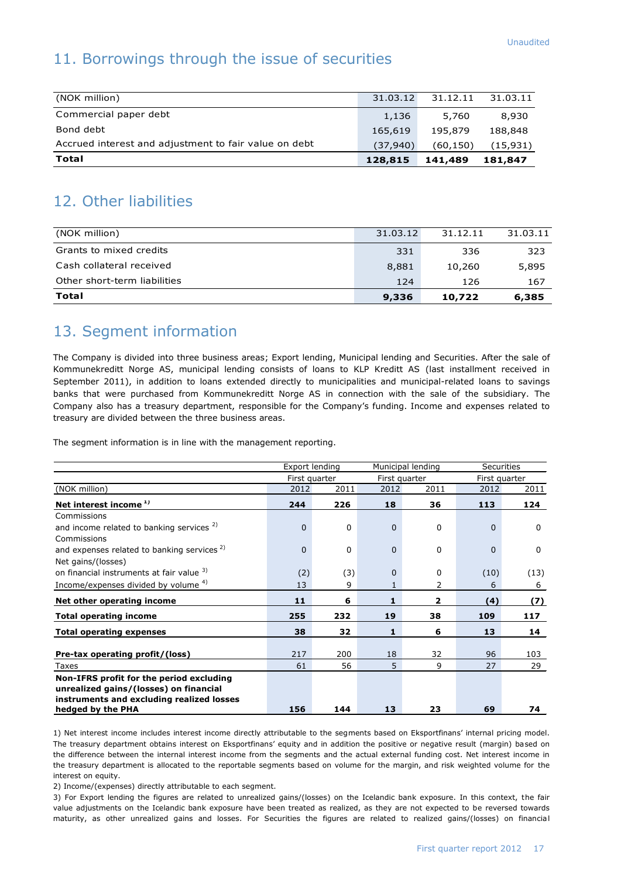Unaudited

## 11. Borrowings through the issue of securities

| (NOK million) | 31.03.12 | 31.12.11 | 31.03.11 |
|---|---|---|---|
| Commercial paper debt | 1,136 | 5,760 | 8,930 |
| Bond debt | 165,619 | 195,879 | 188,848 |
| Accrued interest and adjustment to fair value on debt | (37,940) | (60,150) | (15,931) |
| **Total** | **128,815** | **141,489** | **181,847** |

## 12. Other liabilities

| (NOK million) | 31.03.12 | 31.12.11 | 31.03.11 |
|---|---|---|---|
| Grants to mixed credits | 331 | 336 | 323 |
| Cash collateral received | 8,881 | 10,260 | 5,895 |
| Other short-term liabilities | 124 | 126 | 167 |
| **Total** | **9,336** | **10,722** | **6,385** |

## 13. Segment information

The Company is divided into three business areas; Export lending, Municipal lending and Securities. After the sale of Kommunekreditt Norge AS, municipal lending consists of loans to KLP Kreditt AS (last installment received in September 2011), in addition to loans extended directly to municipalities and municipal-related loans to savings banks that were purchased from Kommunekreditt Norge AS in connection with the sale of the subsidiary. The Company also has a treasury department, responsible for the Company's funding. Income and expenses related to treasury are divided between the three business areas.

The segment information is in line with the management reporting.

| | Export lending | | Municipal lending | | Securities | |
|---|---|---|---|---|---|---|
| | First quarter | | First quarter | | First quarter | |
| (NOK million) | 2012 | 2011 | 2012 | 2011 | 2012 | 2011 |
| **Net interest income** [1] | **244** | **226** | **18** | **36** | **113** | **124** |
| Commissions and income related to banking services [2] | 0 | 0 | 0 | 0 | 0 | 0 |
| Commissions and expenses related to banking services [2] | 0 | 0 | 0 | 0 | 0 | 0 |
| Net gains/(losses) on financial instruments at fair value [3] | (2) | (3) | 0 | 0 | (10) | (13) |
| Income/expenses divided by volume [4] | 13 | 9 | 1 | 2 | 6 | 6 |
| **Net other operating income** | **11** | **6** | **1** | **2** | **(4)** | **(7)** |
| **Total operating income** | **255** | **232** | **19** | **38** | **109** | **117** |
| **Total operating expenses** | **38** | **32** | **1** | **6** | **13** | **14** |
| **Pre-tax operating profit/(loss)** | 217 | 200 | 18 | 32 | 96 | 103 |
| Taxes | 61 | 56 | 5 | 9 | 27 | 29 |
| **Non-IFRS profit for the period excluding unrealized gains/(losses) on financial instruments and excluding realized losses hedged by the PHA** | **156** | **144** | **13** | **23** | **69** | **74** |

1) Net interest income includes interest income directly attributable to the segments based on Eksportfinans' internal pricing model. The treasury department obtains interest on Eksportfinans' equity and in addition the positive or negative result (margin) based on the difference between the internal interest income from the segments and the actual external funding cost. Net interest income in the treasury department is allocated to the reportable segments based on volume for the margin, and risk weighted volume for the interest on equity.

2) Income/(expenses) directly attributable to each segment.

3) For Export lending the figures are related to unrealized gains/(losses) on the Icelandic bank exposure. In this context, the fair value adjustments on the Icelandic bank exposure have been treated as realized, as they are not expected to be reversed towards maturity, as other unrealized gains and losses. For Securities the figures are related to realized gains/(losses) on financial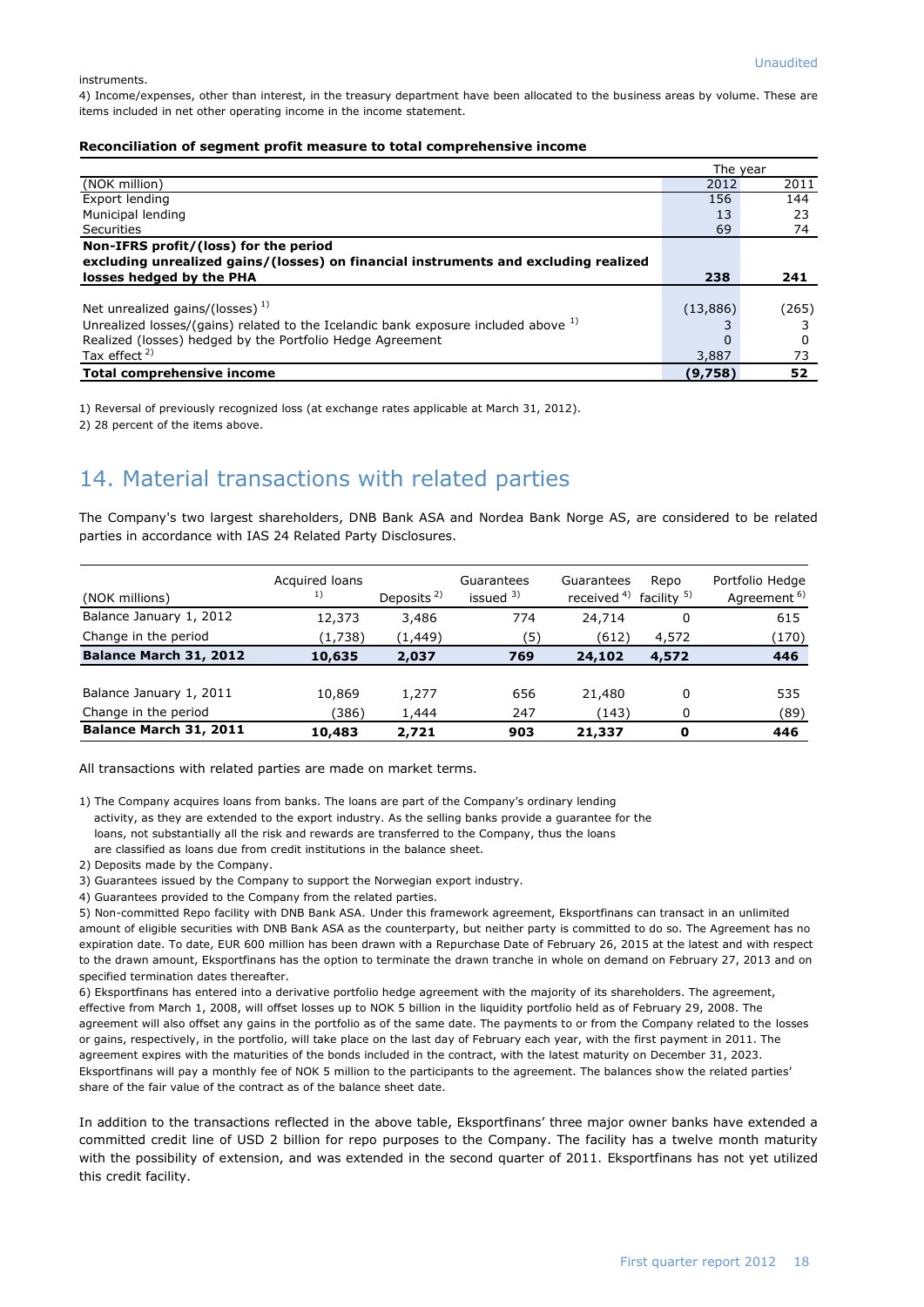instruments.

4) Income/expenses, other than interest, in the treasury department have been allocated to the business areas by volume. These are items included in net other operating income in the income statement.

**Reconciliation of segment profit measure to total comprehensive income**

| | The year | |
|---|---|---|
| (NOK million) | 2012 | 2011 |
| Export lending | 156 | 144 |
| Municipal lending | 13 | 23 |
| Securities | 69 | 74 |
| **Non-IFRS profit/(loss) for the period excluding unrealized gains/(losses) on financial instruments and excluding realized losses hedged by the PHA** | **238** | **241** |
| Net unrealized gains/(losses) [1] | (13,886) | (265) |
| Unrealized losses/(gains) related to the Icelandic bank exposure included above [1] | 3 | 3 |
| Realized (losses) hedged by the Portfolio Hedge Agreement | 0 | 0 |
| Tax effect [2] | 3,887 | 73 |
| **Total comprehensive income** | **(9,758)** | **52** |

1) Reversal of previously recognized loss (at exchange rates applicable at March 31, 2012).

2) 28 percent of the items above.

## 14. Material transactions with related parties

The Company's two largest shareholders, DNB Bank ASA and Nordea Bank Norge AS, are considered to be related parties in accordance with IAS 24 Related Party Disclosures.

| (NOK millions) | Acquired loans [1] | Deposits [2] | Guarantees issued [3] | Guarantees received [4] | Repo facility [5] | Portfolio Hedge Agreement [6] |
|---|---|---|---|---|---|---|
| Balance January 1, 2012 | 12,373 | 3,486 | 774 | 24,714 | 0 | 615 |
| Change in the period | (1,738) | (1,449) | (5) | (612) | 4,572 | (170) |
| **Balance March 31, 2012** | **10,635** | **2,037** | **769** | **24,102** | **4,572** | **446** |
| | | | | | | |
| Balance January 1, 2011 | 10,869 | 1,277 | 656 | 21,480 | 0 | 535 |
| Change in the period | (386) | 1,444 | 247 | (143) | 0 | (89) |
| **Balance March 31, 2011** | **10,483** | **2,721** | **903** | **21,337** | **0** | **446** |

All transactions with related parties are made on market terms.

1) The Company acquires loans from banks. The loans are part of the Company's ordinary lending activity, as they are extended to the export industry. As the selling banks provide a guarantee for the loans, not substantially all the risk and rewards are transferred to the Company, thus the loans are classified as loans due from credit institutions in the balance sheet.

2) Deposits made by the Company.

3) Guarantees issued by the Company to support the Norwegian export industry.

4) Guarantees provided to the Company from the related parties.

5) Non-committed Repo facility with DNB Bank ASA. Under this framework agreement, Eksportfinans can transact in an unlimited amount of eligible securities with DNB Bank ASA as the counterparty, but neither party is committed to do so. The Agreement has no expiration date. To date, EUR 600 million has been drawn with a Repurchase Date of February 26, 2015 at the latest and with respect to the drawn amount, Eksportfinans has the option to terminate the drawn tranche in whole on demand on February 27, 2013 and on specified termination dates thereafter.

6) Eksportfinans has entered into a derivative portfolio hedge agreement with the majority of its shareholders. The agreement, effective from March 1, 2008, will offset losses up to NOK 5 billion in the liquidity portfolio held as of February 29, 2008. The agreement will also offset any gains in the portfolio as of the same date. The payments to or from the Company related to the losses or gains, respectively, in the portfolio, will take place on the last day of February each year, with the first payment in 2011. The agreement expires with the maturities of the bonds included in the contract, with the latest maturity on December 31, 2023. Eksportfinans will pay a monthly fee of NOK 5 million to the participants to the agreement. The balances show the related parties' share of the fair value of the contract as of the balance sheet date.

In addition to the transactions reflected in the above table, Eksportfinans' three major owner banks have extended a committed credit line of USD 2 billion for repo purposes to the Company. The facility has a twelve month maturity with the possibility of extension, and was extended in the second quarter of 2011. Eksportfinans has not yet utilized this credit facility.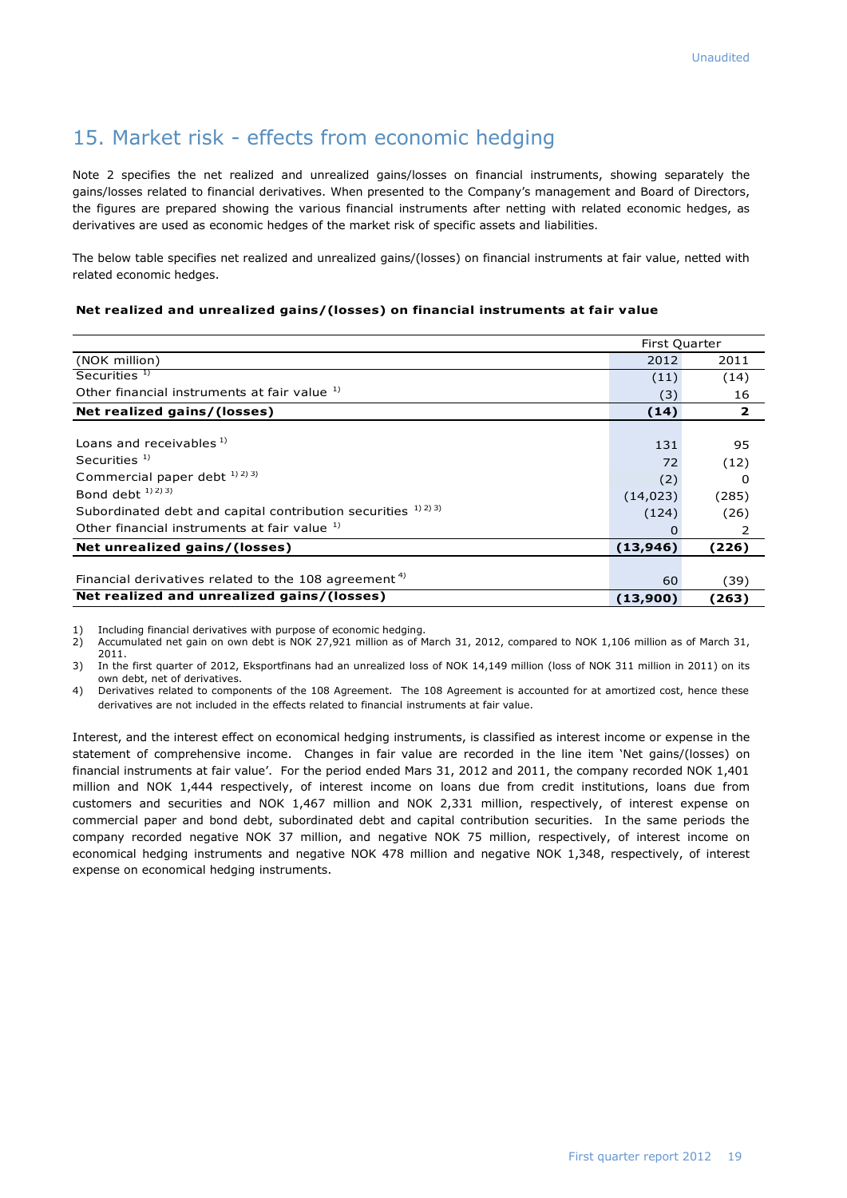Unaudited

# 15. Market risk - effects from economic hedging

Note 2 specifies the net realized and unrealized gains/losses on financial instruments, showing separately the gains/losses related to financial derivatives. When presented to the Company's management and Board of Directors, the figures are prepared showing the various financial instruments after netting with related economic hedges, as derivatives are used as economic hedges of the market risk of specific assets and liabilities.

The below table specifies net realized and unrealized gains/(losses) on financial instruments at fair value, netted with related economic hedges.

**Net realized and unrealized gains/(losses) on financial instruments at fair value**

| | First Quarter | |
|---|---|---|
| (NOK million) | 2012 | 2011 |
| Securities [1] | (11) | (14) |
| Other financial instruments at fair value [1] | (3) | 16 |
| **Net realized gains/(losses)** | **(14)** | **2** |
| | | |
| Loans and receivables [1] | 131 | 95 |
| Securities [1] | 72 | (12) |
| Commercial paper debt [1] [2] [3] | (2) | 0 |
| Bond debt [1] [2] [3] | (14,023) | (285) |
| Subordinated debt and capital contribution securities [1] [2] [3] | (124) | (26) |
| Other financial instruments at fair value [1] | 0 | 2 |
| **Net unrealized gains/(losses)** | **(13,946)** | **(226)** |
| | | |
| Financial derivatives related to the 108 agreement [4] | 60 | (39) |
| **Net realized and unrealized gains/(losses)** | **(13,900)** | **(263)** |

1) Including financial derivatives with purpose of economic hedging.
2) Accumulated net gain on own debt is NOK 27,921 million as of March 31, 2012, compared to NOK 1,106 million as of March 31, 2011.
3) In the first quarter of 2012, Eksportfinans had an unrealized loss of NOK 14,149 million (loss of NOK 311 million in 2011) on its own debt, net of derivatives.
4) Derivatives related to components of the 108 Agreement. The 108 Agreement is accounted for at amortized cost, hence these derivatives are not included in the effects related to financial instruments at fair value.

Interest, and the interest effect on economical hedging instruments, is classified as interest income or expense in the statement of comprehensive income. Changes in fair value are recorded in the line item 'Net gains/(losses) on financial instruments at fair value'. For the period ended Mars 31, 2012 and 2011, the company recorded NOK 1,401 million and NOK 1,444 respectively, of interest income on loans due from credit institutions, loans due from customers and securities and NOK 1,467 million and NOK 2,331 million, respectively, of interest expense on commercial paper and bond debt, subordinated debt and capital contribution securities. In the same periods the company recorded negative NOK 37 million, and negative NOK 75 million, respectively, of interest income on economical hedging instruments and negative NOK 478 million and negative NOK 1,348, respectively, of interest expense on economical hedging instruments.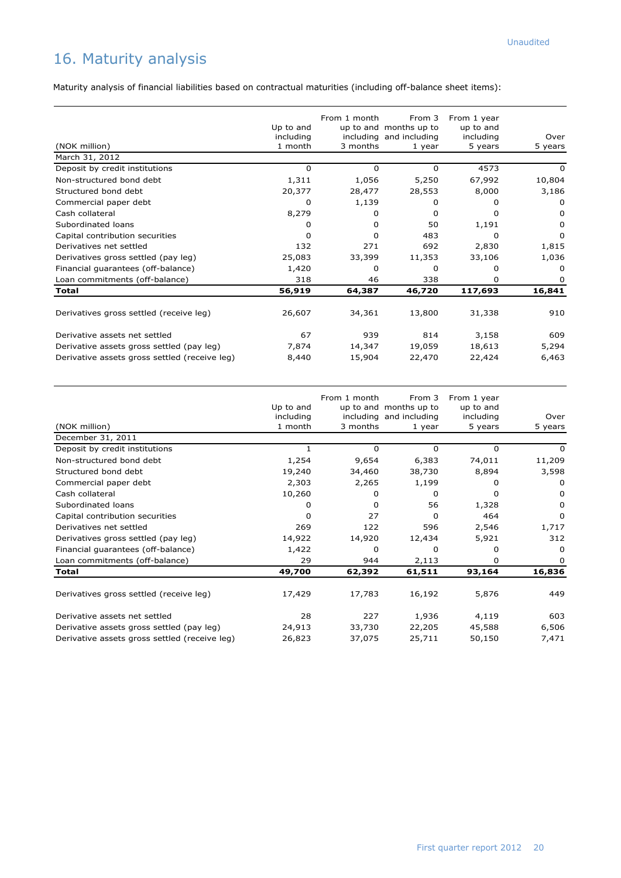Unaudited

# 16. Maturity analysis

Maturity analysis of financial liabilities based on contractual maturities (including off-balance sheet items):

| (NOK million) | Up to and including 1 month | From 1 month up to and including 3 months | From 3 months up to and including 1 year | From 1 year up to and including 5 years | Over 5 years |
|---|---|---|---|---|---|
| March 31, 2012 | | | | | |
| Deposit by credit institutions | 0 | 0 | 0 | 4573 | 0 |
| Non-structured bond debt | 1,311 | 1,056 | 5,250 | 67,992 | 10,804 |
| Structured bond debt | 20,377 | 28,477 | 28,553 | 8,000 | 3,186 |
| Commercial paper debt | 0 | 1,139 | 0 | 0 | 0 |
| Cash collateral | 8,279 | 0 | 0 | 0 | 0 |
| Subordinated loans | 0 | 0 | 50 | 1,191 | 0 |
| Capital contribution securities | 0 | 0 | 483 | 0 | 0 |
| Derivatives net settled | 132 | 271 | 692 | 2,830 | 1,815 |
| Derivatives gross settled (pay leg) | 25,083 | 33,399 | 11,353 | 33,106 | 1,036 |
| Financial guarantees (off-balance) | 1,420 | 0 | 0 | 0 | 0 |
| Loan commitments (off-balance) | 318 | 46 | 338 | 0 | 0 |
| **Total** | **56,919** | **64,387** | **46,720** | **117,693** | **16,841** |
| | | | | | |
| Derivatives gross settled (receive leg) | 26,607 | 34,361 | 13,800 | 31,338 | 910 |
| | | | | | |
| Derivative assets net settled | 67 | 939 | 814 | 3,158 | 609 |
| Derivative assets gross settled (pay leg) | 7,874 | 14,347 | 19,059 | 18,613 | 5,294 |
| Derivative assets gross settled (receive leg) | 8,440 | 15,904 | 22,470 | 22,424 | 6,463 |

| (NOK million) | Up to and including 1 month | From 1 month up to and including 3 months | From 3 months up to and including 1 year | From 1 year up to and including 5 years | Over 5 years |
|---|---|---|---|---|---|
| December 31, 2011 | | | | | |
| Deposit by credit institutions | 1 | 0 | 0 | 0 | 0 |
| Non-structured bond debt | 1,254 | 9,654 | 6,383 | 74,011 | 11,209 |
| Structured bond debt | 19,240 | 34,460 | 38,730 | 8,894 | 3,598 |
| Commercial paper debt | 2,303 | 2,265 | 1,199 | 0 | 0 |
| Cash collateral | 10,260 | 0 | 0 | 0 | 0 |
| Subordinated loans | 0 | 0 | 56 | 1,328 | 0 |
| Capital contribution securities | 0 | 27 | 0 | 464 | 0 |
| Derivatives net settled | 269 | 122 | 596 | 2,546 | 1,717 |
| Derivatives gross settled (pay leg) | 14,922 | 14,920 | 12,434 | 5,921 | 312 |
| Financial guarantees (off-balance) | 1,422 | 0 | 0 | 0 | 0 |
| Loan commitments (off-balance) | 29 | 944 | 2,113 | 0 | 0 |
| **Total** | **49,700** | **62,392** | **61,511** | **93,164** | **16,836** |
| | | | | | |
| Derivatives gross settled (receive leg) | 17,429 | 17,783 | 16,192 | 5,876 | 449 |
| | | | | | |
| Derivative assets net settled | 28 | 227 | 1,936 | 4,119 | 603 |
| Derivative assets gross settled (pay leg) | 24,913 | 33,730 | 22,205 | 45,588 | 6,506 |
| Derivative assets gross settled (receive leg) | 26,823 | 37,075 | 25,711 | 50,150 | 7,471 |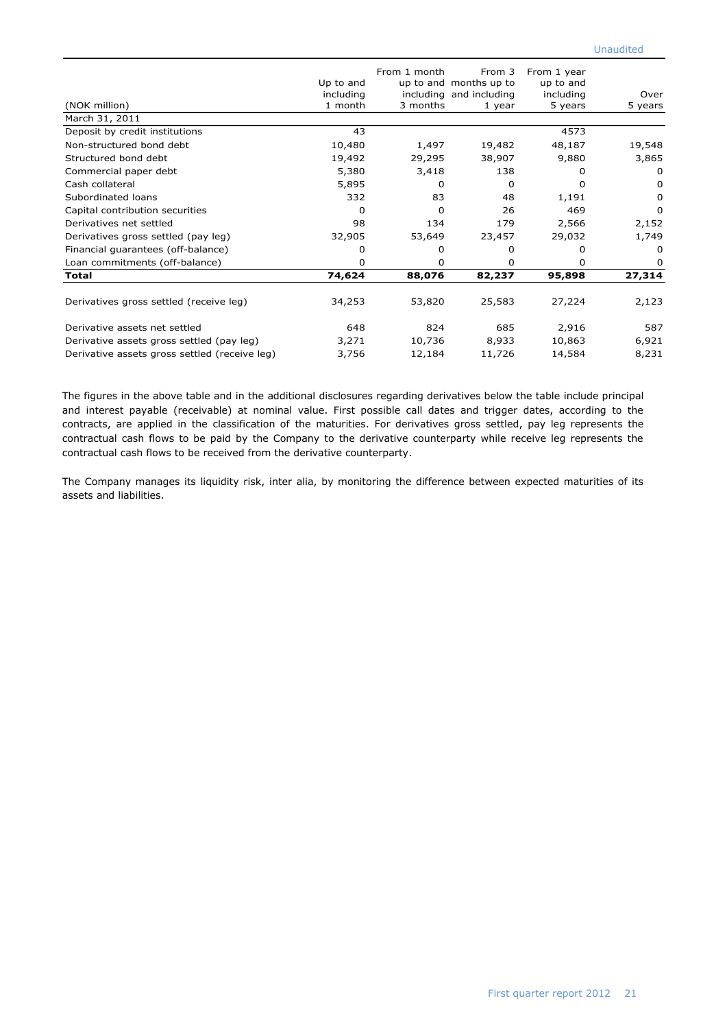Unaudited

| (NOK million) | Up to and including 1 month | From 1 month up to and including 3 months | From 3 months up to and including 1 year | From 1 year up to and including 5 years | Over 5 years |
|---|---|---|---|---|---|
| March 31, 2011 | | | | | |
| Deposit by credit institutions | 43 | | | 4573 | |
| Non-structured bond debt | 10,480 | 1,497 | 19,482 | 48,187 | 19,548 |
| Structured bond debt | 19,492 | 29,295 | 38,907 | 9,880 | 3,865 |
| Commercial paper debt | 5,380 | 3,418 | 138 | 0 | 0 |
| Cash collateral | 5,895 | 0 | 0 | 0 | 0 |
| Subordinated loans | 332 | 83 | 48 | 1,191 | 0 |
| Capital contribution securities | 0 | 0 | 26 | 469 | 0 |
| Derivatives net settled | 98 | 134 | 179 | 2,566 | 2,152 |
| Derivatives gross settled (pay leg) | 32,905 | 53,649 | 23,457 | 29,032 | 1,749 |
| Financial guarantees (off-balance) | 0 | 0 | 0 | 0 | 0 |
| Loan commitments (off-balance) | 0 | 0 | 0 | 0 | 0 |
| **Total** | **74,624** | **88,076** | **82,237** | **95,898** | **27,314** |
| | | | | | |
| Derivatives gross settled (receive leg) | 34,253 | 53,820 | 25,583 | 27,224 | 2,123 |
| | | | | | |
| Derivative assets net settled | 648 | 824 | 685 | 2,916 | 587 |
| Derivative assets gross settled (pay leg) | 3,271 | 10,736 | 8,933 | 10,863 | 6,921 |
| Derivative assets gross settled (receive leg) | 3,756 | 12,184 | 11,726 | 14,584 | 8,231 |

The figures in the above table and in the additional disclosures regarding derivatives below the table include principal and interest payable (receivable) at nominal value. First possible call dates and trigger dates, according to the contracts, are applied in the classification of the maturities. For derivatives gross settled, pay leg represents the contractual cash flows to be paid by the Company to the derivative counterparty while receive leg represents the contractual cash flows to be received from the derivative counterparty.

The Company manages its liquidity risk, inter alia, by monitoring the difference between expected maturities of its assets and liabilities.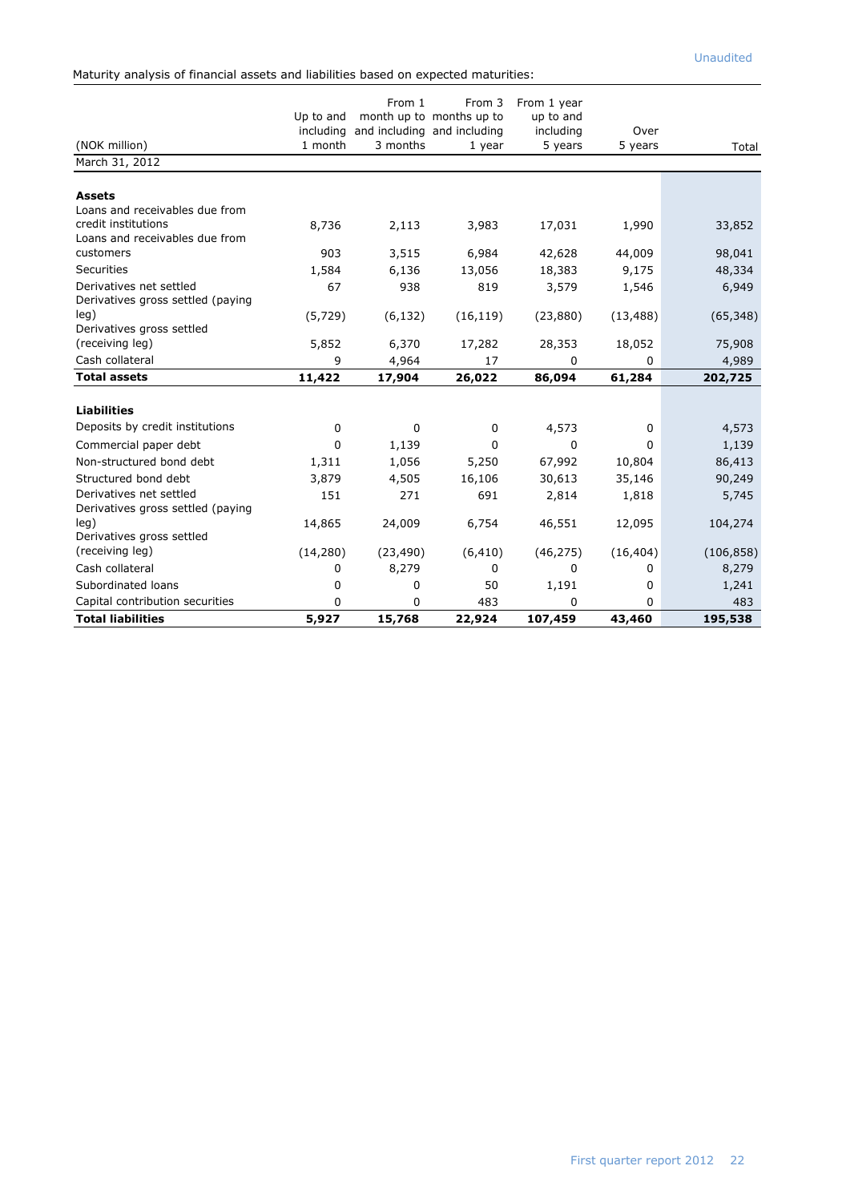Unaudited

Maturity analysis of financial assets and liabilities based on expected maturities:

| (NOK million) | Up to and including 1 month | From 1 month up to and including 3 months | From 3 months up to and including 1 year | From 1 year up to and including 5 years | Over 5 years | Total |
|---|---|---|---|---|---|---|
| March 31, 2012 | | | | | | |
| **Assets** | | | | | | |
| Loans and receivables due from credit institutions | 8,736 | 2,113 | 3,983 | 17,031 | 1,990 | 33,852 |
| Loans and receivables due from customers | 903 | 3,515 | 6,984 | 42,628 | 44,009 | 98,041 |
| Securities | 1,584 | 6,136 | 13,056 | 18,383 | 9,175 | 48,334 |
| Derivatives net settled | 67 | 938 | 819 | 3,579 | 1,546 | 6,949 |
| Derivatives gross settled (paying leg) | (5,729) | (6,132) | (16,119) | (23,880) | (13,488) | (65,348) |
| Derivatives gross settled (receiving leg) | 5,852 | 6,370 | 17,282 | 28,353 | 18,052 | 75,908 |
| Cash collateral | 9 | 4,964 | 17 | 0 | 0 | 4,989 |
| **Total assets** | **11,422** | **17,904** | **26,022** | **86,094** | **61,284** | **202,725** |
| **Liabilities** | | | | | | |
| Deposits by credit institutions | 0 | 0 | 0 | 4,573 | 0 | 4,573 |
| Commercial paper debt | 0 | 1,139 | 0 | 0 | 0 | 1,139 |
| Non-structured bond debt | 1,311 | 1,056 | 5,250 | 67,992 | 10,804 | 86,413 |
| Structured bond debt | 3,879 | 4,505 | 16,106 | 30,613 | 35,146 | 90,249 |
| Derivatives net settled | 151 | 271 | 691 | 2,814 | 1,818 | 5,745 |
| Derivatives gross settled (paying leg) | 14,865 | 24,009 | 6,754 | 46,551 | 12,095 | 104,274 |
| Derivatives gross settled (receiving leg) | (14,280) | (23,490) | (6,410) | (46,275) | (16,404) | (106,858) |
| Cash collateral | 0 | 8,279 | 0 | 0 | 0 | 8,279 |
| Subordinated loans | 0 | 0 | 50 | 1,191 | 0 | 1,241 |
| Capital contribution securities | 0 | 0 | 483 | 0 | 0 | 483 |
| **Total liabilities** | **5,927** | **15,768** | **22,924** | **107,459** | **43,460** | **195,538** |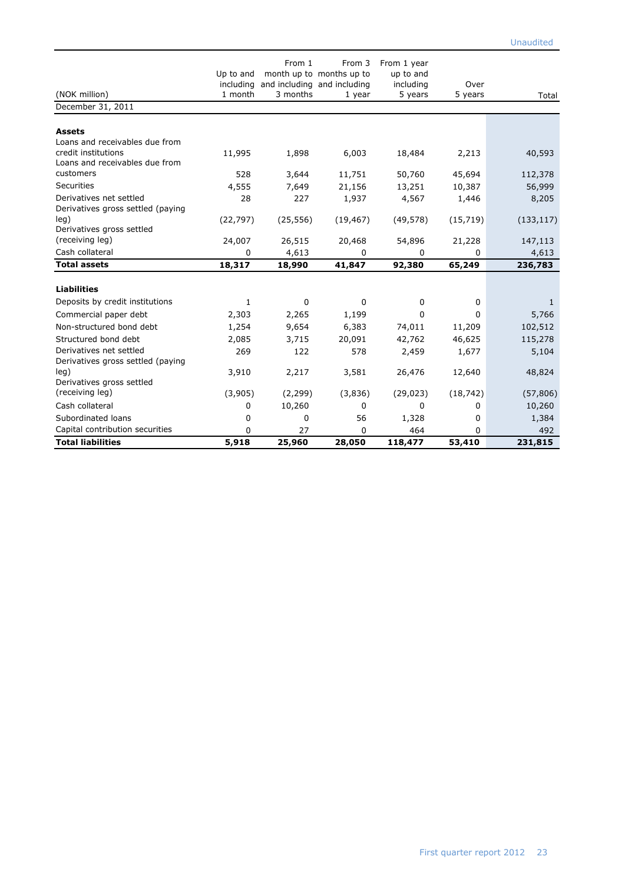Unaudited

| (NOK million) | Up to and including 1 month | From 1 month up to and including 3 months | From 3 months up to and including 1 year | From 1 year up to and including 5 years | Over 5 years | Total |
|---|---|---|---|---|---|---|
| December 31, 2011 | | | | | | |
| **Assets** | | | | | | |
| Loans and receivables due from credit institutions | 11,995 | 1,898 | 6,003 | 18,484 | 2,213 | 40,593 |
| Loans and receivables due from customers | 528 | 3,644 | 11,751 | 50,760 | 45,694 | 112,378 |
| Securities | 4,555 | 7,649 | 21,156 | 13,251 | 10,387 | 56,999 |
| Derivatives net settled | 28 | 227 | 1,937 | 4,567 | 1,446 | 8,205 |
| Derivatives gross settled (paying leg) | (22,797) | (25,556) | (19,467) | (49,578) | (15,719) | (133,117) |
| Derivatives gross settled (receiving leg) | 24,007 | 26,515 | 20,468 | 54,896 | 21,228 | 147,113 |
| Cash collateral | 0 | 4,613 | 0 | 0 | 0 | 4,613 |
| **Total assets** | **18,317** | **18,990** | **41,847** | **92,380** | **65,249** | **236,783** |
| **Liabilities** | | | | | | |
| Deposits by credit institutions | 1 | 0 | 0 | 0 | 0 | 1 |
| Commercial paper debt | 2,303 | 2,265 | 1,199 | 0 | 0 | 5,766 |
| Non-structured bond debt | 1,254 | 9,654 | 6,383 | 74,011 | 11,209 | 102,512 |
| Structured bond debt | 2,085 | 3,715 | 20,091 | 42,762 | 46,625 | 115,278 |
| Derivatives net settled | 269 | 122 | 578 | 2,459 | 1,677 | 5,104 |
| Derivatives gross settled (paying leg) | 3,910 | 2,217 | 3,581 | 26,476 | 12,640 | 48,824 |
| Derivatives gross settled (receiving leg) | (3,905) | (2,299) | (3,836) | (29,023) | (18,742) | (57,806) |
| Cash collateral | 0 | 10,260 | 0 | 0 | 0 | 10,260 |
| Subordinated loans | 0 | 0 | 56 | 1,328 | 0 | 1,384 |
| Capital contribution securities | 0 | 27 | 0 | 464 | 0 | 492 |
| **Total liabilities** | **5,918** | **25,960** | **28,050** | **118,477** | **53,410** | **231,815** |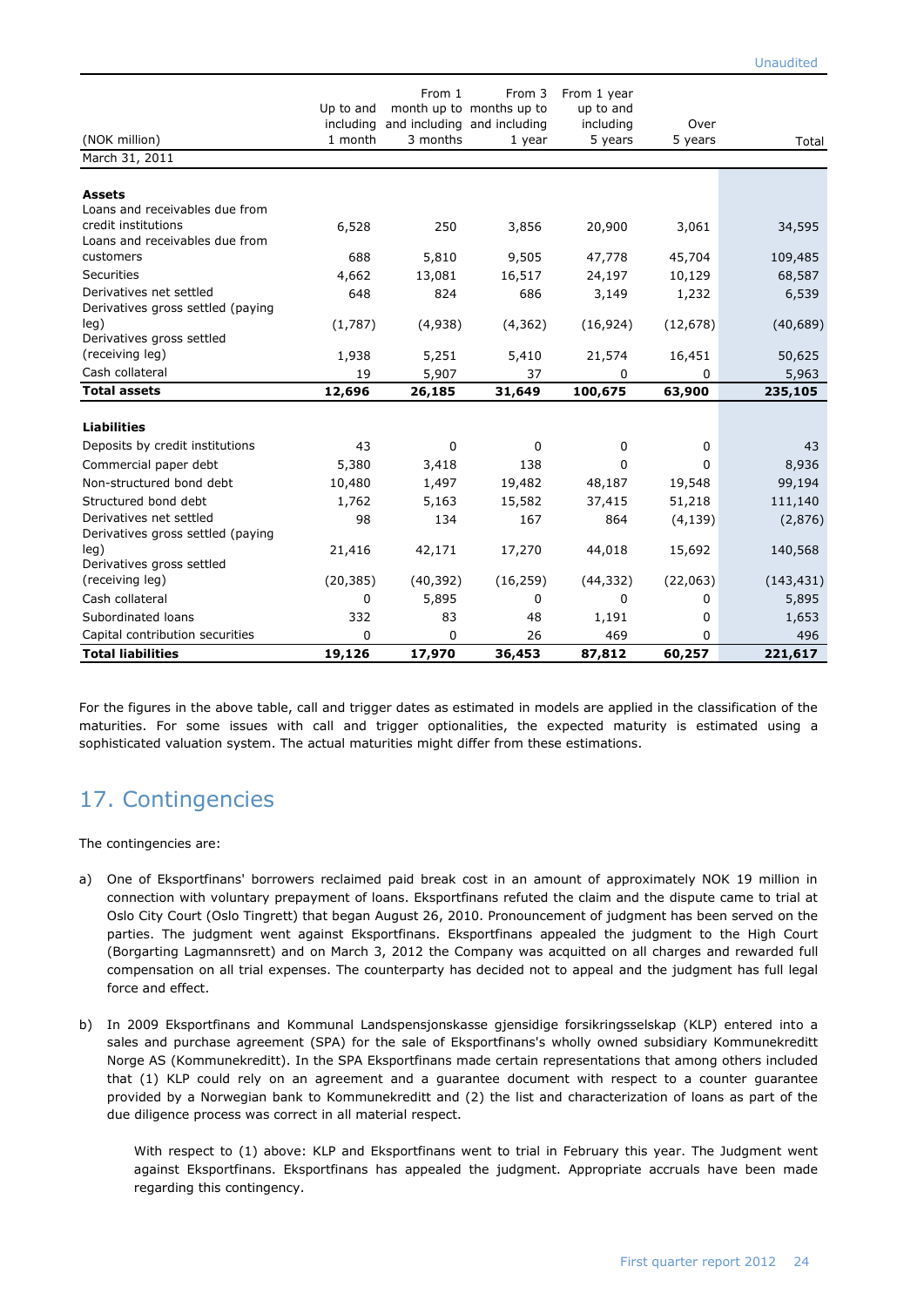Unaudited

| (NOK million) | Up to and including 1 month | From 1 month up to and including 3 months | From 3 months up to and including 1 year | From 1 year up to and including 5 years | Over 5 years | Total |
|---|---|---|---|---|---|---|
| March 31, 2011 | | | | | | |
| **Assets** | | | | | | |
| Loans and receivables due from credit institutions | 6,528 | 250 | 3,856 | 20,900 | 3,061 | 34,595 |
| Loans and receivables due from customers | 688 | 5,810 | 9,505 | 47,778 | 45,704 | 109,485 |
| Securities | 4,662 | 13,081 | 16,517 | 24,197 | 10,129 | 68,587 |
| Derivatives net settled | 648 | 824 | 686 | 3,149 | 1,232 | 6,539 |
| Derivatives gross settled (paying leg) | (1,787) | (4,938) | (4,362) | (16,924) | (12,678) | (40,689) |
| Derivatives gross settled (receiving leg) | 1,938 | 5,251 | 5,410 | 21,574 | 16,451 | 50,625 |
| Cash collateral | 19 | 5,907 | 37 | 0 | 0 | 5,963 |
| **Total assets** | **12,696** | **26,185** | **31,649** | **100,675** | **63,900** | **235,105** |
| **Liabilities** | | | | | | |
| Deposits by credit institutions | 43 | 0 | 0 | 0 | 0 | 43 |
| Commercial paper debt | 5,380 | 3,418 | 138 | 0 | 0 | 8,936 |
| Non-structured bond debt | 10,480 | 1,497 | 19,482 | 48,187 | 19,548 | 99,194 |
| Structured bond debt | 1,762 | 5,163 | 15,582 | 37,415 | 51,218 | 111,140 |
| Derivatives net settled | 98 | 134 | 167 | 864 | (4,139) | (2,876) |
| Derivatives gross settled (paying leg) | 21,416 | 42,171 | 17,270 | 44,018 | 15,692 | 140,568 |
| Derivatives gross settled (receiving leg) | (20,385) | (40,392) | (16,259) | (44,332) | (22,063) | (143,431) |
| Cash collateral | 0 | 5,895 | 0 | 0 | 0 | 5,895 |
| Subordinated loans | 332 | 83 | 48 | 1,191 | 0 | 1,653 |
| Capital contribution securities | 0 | 0 | 26 | 469 | 0 | 496 |
| **Total liabilities** | **19,126** | **17,970** | **36,453** | **87,812** | **60,257** | **221,617** |

For the figures in the above table, call and trigger dates as estimated in models are applied in the classification of the maturities. For some issues with call and trigger optionalities, the expected maturity is estimated using a sophisticated valuation system. The actual maturities might differ from these estimations.

## 17. Contingencies

The contingencies are:

a) One of Eksportfinans' borrowers reclaimed paid break cost in an amount of approximately NOK 19 million in connection with voluntary prepayment of loans. Eksportfinans refuted the claim and the dispute came to trial at Oslo City Court (Oslo Tingrett) that began August 26, 2010. Pronouncement of judgment has been served on the parties. The judgment went against Eksportfinans. Eksportfinans appealed the judgment to the High Court (Borgarting Lagmannsrett) and on March 3, 2012 the Company was acquitted on all charges and rewarded full compensation on all trial expenses. The counterparty has decided not to appeal and the judgment has full legal force and effect.

b) In 2009 Eksportfinans and Kommunal Landspensjonskasse gjensidige forsikringsselskap (KLP) entered into a sales and purchase agreement (SPA) for the sale of Eksportfinans's wholly owned subsidiary Kommunekreditt Norge AS (Kommunekreditt). In the SPA Eksportfinans made certain representations that among others included that (1) KLP could rely on an agreement and a guarantee document with respect to a counter guarantee provided by a Norwegian bank to Kommunekreditt and (2) the list and characterization of loans as part of the due diligence process was correct in all material respect.

   With respect to (1) above: KLP and Eksportfinans went to trial in February this year. The Judgment went against Eksportfinans. Eksportfinans has appealed the judgment. Appropriate accruals have been made regarding this contingency.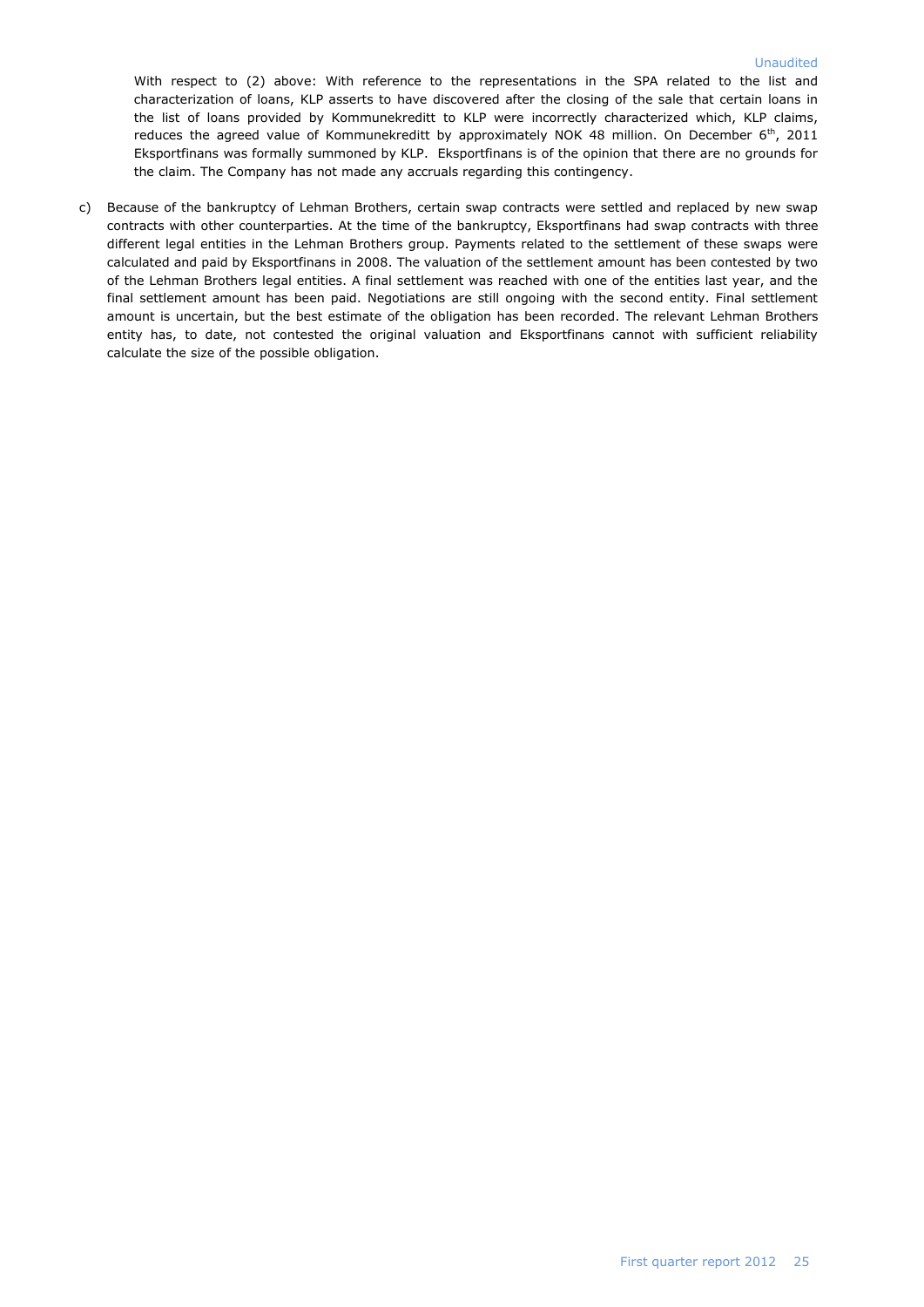With respect to (2) above: With reference to the representations in the SPA related to the list and characterization of loans, KLP asserts to have discovered after the closing of the sale that certain loans in the list of loans provided by Kommunekreditt to KLP were incorrectly characterized which, KLP claims, reduces the agreed value of Kommunekreditt by approximately NOK 48 million. On December 6th, 2011 Eksportfinans was formally summoned by KLP. Eksportfinans is of the opinion that there are no grounds for the claim. The Company has not made any accruals regarding this contingency.

c) Because of the bankruptcy of Lehman Brothers, certain swap contracts were settled and replaced by new swap contracts with other counterparties. At the time of the bankruptcy, Eksportfinans had swap contracts with three different legal entities in the Lehman Brothers group. Payments related to the settlement of these swaps were calculated and paid by Eksportfinans in 2008. The valuation of the settlement amount has been contested by two of the Lehman Brothers legal entities. A final settlement was reached with one of the entities last year, and the final settlement amount has been paid. Negotiations are still ongoing with the second entity. Final settlement amount is uncertain, but the best estimate of the obligation has been recorded. The relevant Lehman Brothers entity has, to date, not contested the original valuation and Eksportfinans cannot with sufficient reliability calculate the size of the possible obligation.